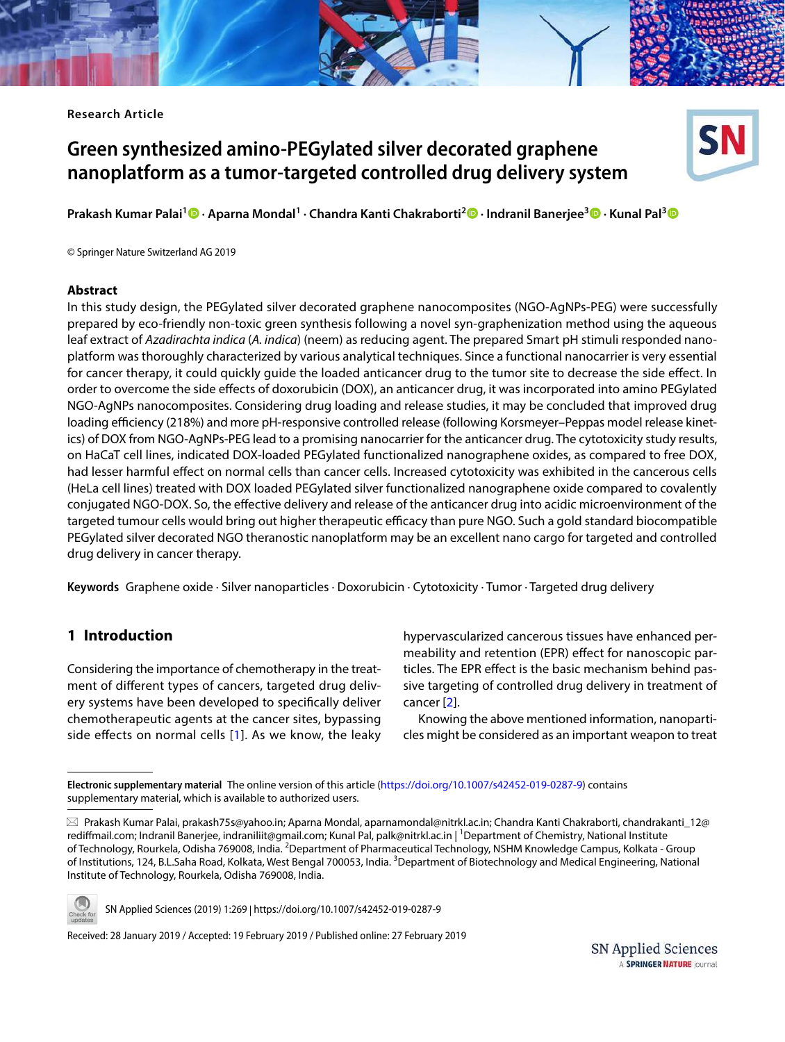Research Article

# Green synthesized amino-PEGylated silver decorated graphene nanoplatform as a tumor-targeted controlled drug delivery system

**Prakash Kumar Palai[1] · Aparna Mondal[1] · Chandra Kanti Chakraborti[2] · Indranil Banerjee[3] · Kunal Pal[3]**

© Springer Nature Switzerland AG 2019

## Abstract

In this study design, the PEGylated silver decorated graphene nanocomposites (NGO-AgNPs-PEG) were successfully prepared by eco-friendly non-toxic green synthesis following a novel syn-graphenization method using the aqueous leaf extract of *Azadirachta indica* (*A. indica*) (neem) as reducing agent. The prepared Smart pH stimuli responded nanoplatform was thoroughly characterized by various analytical techniques. Since a functional nanocarrier is very essential for cancer therapy, it could quickly guide the loaded anticancer drug to the tumor site to decrease the side effect. In order to overcome the side effects of doxorubicin (DOX), an anticancer drug, it was incorporated into amino PEGylated NGO-AgNPs nanocomposites. Considering drug loading and release studies, it may be concluded that improved drug loading efficiency (218%) and more pH-responsive controlled release (following Korsmeyer–Peppas model release kinetics) of DOX from NGO-AgNPs-PEG lead to a promising nanocarrier for the anticancer drug. The cytotoxicity study results, on HaCaT cell lines, indicated DOX-loaded PEGylated functionalized nanographene oxides, as compared to free DOX, had lesser harmful effect on normal cells than cancer cells. Increased cytotoxicity was exhibited in the cancerous cells (HeLa cell lines) treated with DOX loaded PEGylated silver functionalized nanographene oxide compared to covalently conjugated NGO-DOX. So, the effective delivery and release of the anticancer drug into acidic microenvironment of the targeted tumour cells would bring out higher therapeutic efficacy than pure NGO. Such a gold standard biocompatible PEGylated silver decorated NGO theranostic nanoplatform may be an excellent nano cargo for targeted and controlled drug delivery in cancer therapy.

**Keywords** Graphene oxide · Silver nanoparticles · Doxorubicin · Cytotoxicity · Tumor · Targeted drug delivery

## 1 Introduction

Considering the importance of chemotherapy in the treatment of different types of cancers, targeted drug delivery systems have been developed to specifically deliver chemotherapeutic agents at the cancer sites, bypassing side effects on normal cells [1]. As we know, the leaky hypervascularized cancerous tissues have enhanced permeability and retention (EPR) effect for nanoscopic particles. The EPR effect is the basic mechanism behind passive targeting of controlled drug delivery in treatment of cancer [2].

Knowing the above mentioned information, nanoparticles might be considered as an important weapon to treat

---

**Electronic supplementary material** The online version of this article (https://doi.org/10.1007/s42452-019-0287-9) contains supplementary material, which is available to authorized users.

✉ Prakash Kumar Palai, prakash75s@yahoo.in; Aparna Mondal, aparnamondal@nitrkl.ac.in; Chandra Kanti Chakraborti, chandrakanti_12@rediffmail.com; Indranil Banerjee, indraniliit@gmail.com; Kunal Pal, palk@nitrkl.ac.in | [1]Department of Chemistry, National Institute of Technology, Rourkela, Odisha 769008, India. [2]Department of Pharmaceutical Technology, NSHM Knowledge Campus, Kolkata - Group of Institutions, 124, B.L.Saha Road, Kolkata, West Bengal 700053, India. [3]Department of Biotechnology and Medical Engineering, National Institute of Technology, Rourkela, Odisha 769008, India.

SN Applied Sciences (2019) 1:269 | https://doi.org/10.1007/s42452-019-0287-9

Received: 28 January 2019 / Accepted: 19 February 2019 / Published online: 27 February 2019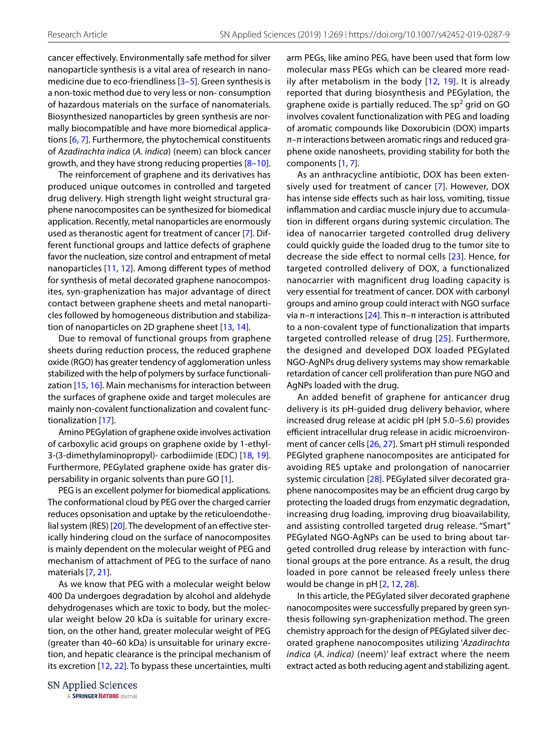cancer effectively. Environmentally safe method for silver nanoparticle synthesis is a vital area of research in nanomedicine due to eco-friendliness [3–5]. Green synthesis is a non-toxic method due to very less or non- consumption of hazardous materials on the surface of nanomaterials. Biosynthesized nanoparticles by green synthesis are normally biocompatible and have more biomedical applications [6, 7]. Furthermore, the phytochemical constituents of *Azadirachta indica* (*A. indica*) (neem) can block cancer growth, and they have strong reducing properties [8–10].

The reinforcement of graphene and its derivatives has produced unique outcomes in controlled and targeted drug delivery. High strength light weight structural graphene nanocomposites can be synthesized for biomedical application. Recently, metal nanoparticles are enormously used as theranostic agent for treatment of cancer [7]. Different functional groups and lattice defects of graphene favor the nucleation, size control and entrapment of metal nanoparticles [11, 12]. Among different types of method for synthesis of metal decorated graphene nanocomposites, syn-graphenization has major advantage of direct contact between graphene sheets and metal nanoparticles followed by homogeneous distribution and stabilization of nanoparticles on 2D graphene sheet [13, 14].

Due to removal of functional groups from graphene sheets during reduction process, the reduced graphene oxide (RGO) has greater tendency of agglomeration unless stabilized with the help of polymers by surface functionalization [15, 16]. Main mechanisms for interaction between the surfaces of graphene oxide and target molecules are mainly non-covalent functionalization and covalent functionalization [17].

Amino PEGylation of graphene oxide involves activation of carboxylic acid groups on graphene oxide by 1-ethyl-3-(3-dimethylaminopropyl)- carbodiimide (EDC) [18, 19]. Furthermore, PEGylated graphene oxide has grater dispersability in organic solvents than pure GO [1].

PEG is an excellent polymer for biomedical applications. The conformational cloud by PEG over the charged carrier reduces opsonisation and uptake by the reticuloendothelial system (RES) [20]. The development of an effective sterically hindering cloud on the surface of nanocomposites is mainly dependent on the molecular weight of PEG and mechanism of attachment of PEG to the surface of nano materials [7, 21].

As we know that PEG with a molecular weight below 400 Da undergoes degradation by alcohol and aldehyde dehydrogenases which are toxic to body, but the molecular weight below 20 kDa is suitable for urinary excretion, on the other hand, greater molecular weight of PEG (greater than 40–60 kDa) is unsuitable for urinary excretion, and hepatic clearance is the principal mechanism of its excretion [12, 22]. To bypass these uncertainties, multi arm PEGs, like amino PEG, have been used that form low molecular mass PEGs which can be cleared more readily after metabolism in the body [12, 19]. It is already reported that during biosynthesis and PEGylation, the graphene oxide is partially reduced. The $sp^2$ grid on GO involves covalent functionalization with PEG and loading of aromatic compounds like Doxorubicin (DOX) imparts $\pi$–$\pi$ interactions between aromatic rings and reduced graphene oxide nanosheets, providing stability for both the components [1, 7].

As an anthracycline antibiotic, DOX has been extensively used for treatment of cancer [7]. However, DOX has intense side effects such as hair loss, vomiting, tissue inflammation and cardiac muscle injury due to accumulation in different organs during systemic circulation. The idea of nanocarrier targeted controlled drug delivery could quickly guide the loaded drug to the tumor site to decrease the side effect to normal cells [23]. Hence, for targeted controlled delivery of DOX, a functionalized nanocarrier with magnificent drug loading capacity is very essential for treatment of cancer. DOX with carbonyl groups and amino group could interact with NGO surface via $\pi$–$\pi$ interactions [24]. This $\pi$–$\pi$ interaction is attributed to a non-covalent type of functionalization that imparts targeted controlled release of drug [25]. Furthermore, the designed and developed DOX loaded PEGylated NGO-AgNPs drug delivery systems may show remarkable retardation of cancer cell proliferation than pure NGO and AgNPs loaded with the drug.

An added benefit of graphene for anticancer drug delivery is its pH-guided drug delivery behavior, where increased drug release at acidic pH (pH 5.0–5.6) provides efficient intracellular drug release in acidic microenvironment of cancer cells [26, 27]. Smart pH stimuli responded PEGlyted graphene nanocomposites are anticipated for avoiding RES uptake and prolongation of nanocarrier systemic circulation [28]. PEGylated silver decorated graphene nanocomposites may be an efficient drug cargo by protecting the loaded drugs from enzymatic degradation, increasing drug loading, improving drug bioavailability, and assisting controlled targeted drug release. "Smart" PEGylated NGO-AgNPs can be used to bring about targeted controlled drug release by interaction with functional groups at the pore entrance. As a result, the drug loaded in pore cannot be released freely unless there would be change in pH [2, 12, 28].

In this article, the PEGylated silver decorated graphene nanocomposites were successfully prepared by green synthesis following syn-graphenization method. The green chemistry approach for the design of PEGylated silver decorated graphene nanocomposites utilizing '*Azadirachta indica* (*A. indica*) (neem)' leaf extract where the neem extract acted as both reducing agent and stabilizing agent.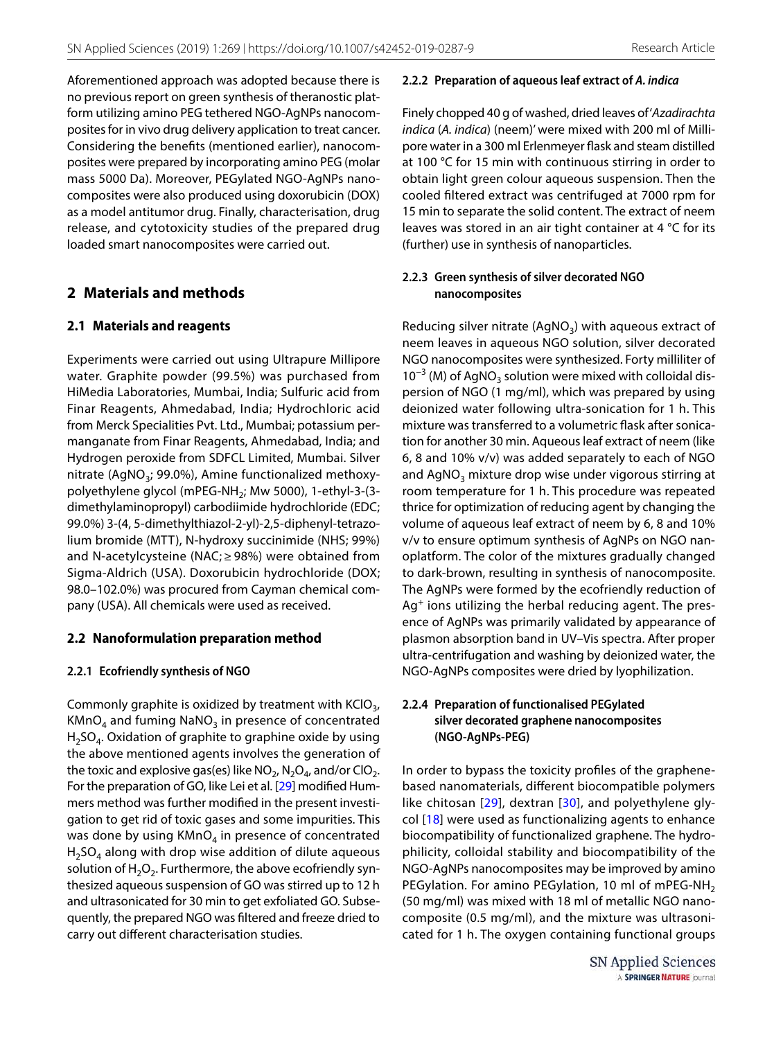Aforementioned approach was adopted because there is no previous report on green synthesis of theranostic platform utilizing amino PEG tethered NGO-AgNPs nanocomposites for in vivo drug delivery application to treat cancer. Considering the benefits (mentioned earlier), nanocomposites were prepared by incorporating amino PEG (molar mass 5000 Da). Moreover, PEGylated NGO-AgNPs nanocomposites were also produced using doxorubicin (DOX) as a model antitumor drug. Finally, characterisation, drug release, and cytotoxicity studies of the prepared drug loaded smart nanocomposites were carried out.

## 2 Materials and methods

### 2.1 Materials and reagents

Experiments were carried out using Ultrapure Millipore water. Graphite powder (99.5%) was purchased from HiMedia Laboratories, Mumbai, India; Sulfuric acid from Finar Reagents, Ahmedabad, India; Hydrochloric acid from Merck Specialities Pvt. Ltd., Mumbai; potassium permanganate from Finar Reagents, Ahmedabad, India; and Hydrogen peroxide from SDFCL Limited, Mumbai. Silver nitrate ($AgNO_3$; 99.0%), Amine functionalized methoxypolyethylene glycol (mPEG-$NH_2$; Mw 5000), 1-ethyl-3-(3-dimethylaminopropyl) carbodiimide hydrochloride (EDC; 99.0%) 3-(4, 5-dimethylthiazol-2-yl)-2,5-diphenyl-tetrazolium bromide (MTT), N-hydroxy succinimide (NHS; 99%) and N-acetylcysteine (NAC; ≥ 98%) were obtained from Sigma-Aldrich (USA). Doxorubicin hydrochloride (DOX; 98.0–102.0%) was procured from Cayman chemical company (USA). All chemicals were used as received.

### 2.2 Nanoformulation preparation method

#### 2.2.1 Ecofriendly synthesis of NGO

Commonly graphite is oxidized by treatment with $KClO_3$, $KMnO_4$ and fuming $NaNO_3$ in presence of concentrated $H_2SO_4$. Oxidation of graphite to graphine oxide by using the above mentioned agents involves the generation of the toxic and explosive gas(es) like $NO_2$, $N_2O_4$, and/or $ClO_2$. For the preparation of GO, like Lei et al. [29] modified Hummers method was further modified in the present investigation to get rid of toxic gases and some impurities. This was done by using $KMnO_4$ in presence of concentrated $H_2SO_4$ along with drop wise addition of dilute aqueous solution of $H_2O_2$. Furthermore, the above ecofriendly synthesized aqueous suspension of GO was stirred up to 12 h and ultrasonicated for 30 min to get exfoliated GO. Subsequently, the prepared NGO was filtered and freeze dried to carry out different characterisation studies.

#### 2.2.2 Preparation of aqueous leaf extract of *A. indica*

Finely chopped 40 g of washed, dried leaves of '*Azadirachta indica* (*A. indica*) (neem)' were mixed with 200 ml of Millipore water in a 300 ml Erlenmeyer flask and steam distilled at 100 °C for 15 min with continuous stirring in order to obtain light green colour aqueous suspension. Then the cooled filtered extract was centrifuged at 7000 rpm for 15 min to separate the solid content. The extract of neem leaves was stored in an air tight container at 4 °C for its (further) use in synthesis of nanoparticles.

#### 2.2.3 Green synthesis of silver decorated NGO nanocomposites

Reducing silver nitrate ($AgNO_3$) with aqueous extract of neem leaves in aqueous NGO solution, silver decorated NGO nanocomposites were synthesized. Forty milliliter of $10^{-3}$ (M) of $AgNO_3$ solution were mixed with colloidal dispersion of NGO (1 mg/ml), which was prepared by using deionized water following ultra-sonication for 1 h. This mixture was transferred to a volumetric flask after sonication for another 30 min. Aqueous leaf extract of neem (like 6, 8 and 10% v/v) was added separately to each of NGO and $AgNO_3$ mixture drop wise under vigorous stirring at room temperature for 1 h. This procedure was repeated thrice for optimization of reducing agent by changing the volume of aqueous leaf extract of neem by 6, 8 and 10% v/v to ensure optimum synthesis of AgNPs on NGO nanoplatform. The color of the mixtures gradually changed to dark-brown, resulting in synthesis of nanocomposite. The AgNPs were formed by the ecofriendly reduction of $Ag^+$ ions utilizing the herbal reducing agent. The presence of AgNPs was primarily validated by appearance of plasmon absorption band in UV–Vis spectra. After proper ultra-centrifugation and washing by deionized water, the NGO-AgNPs composites were dried by lyophilization.

#### 2.2.4 Preparation of functionalised PEGylated silver decorated graphene nanocomposites (NGO-AgNPs-PEG)

In order to bypass the toxicity profiles of the graphene-based nanomaterials, different biocompatible polymers like chitosan [29], dextran [30], and polyethylene glycol [18] were used as functionalizing agents to enhance biocompatibility of functionalized graphene. The hydrophilicity, colloidal stability and biocompatibility of the NGO-AgNPs nanocomposites may be improved by amino PEGylation. For amino PEGylation, 10 ml of mPEG-$NH_2$ (50 mg/ml) was mixed with 18 ml of metallic NGO nanocomposite (0.5 mg/ml), and the mixture was ultrasonicated for 1 h. The oxygen containing functional groups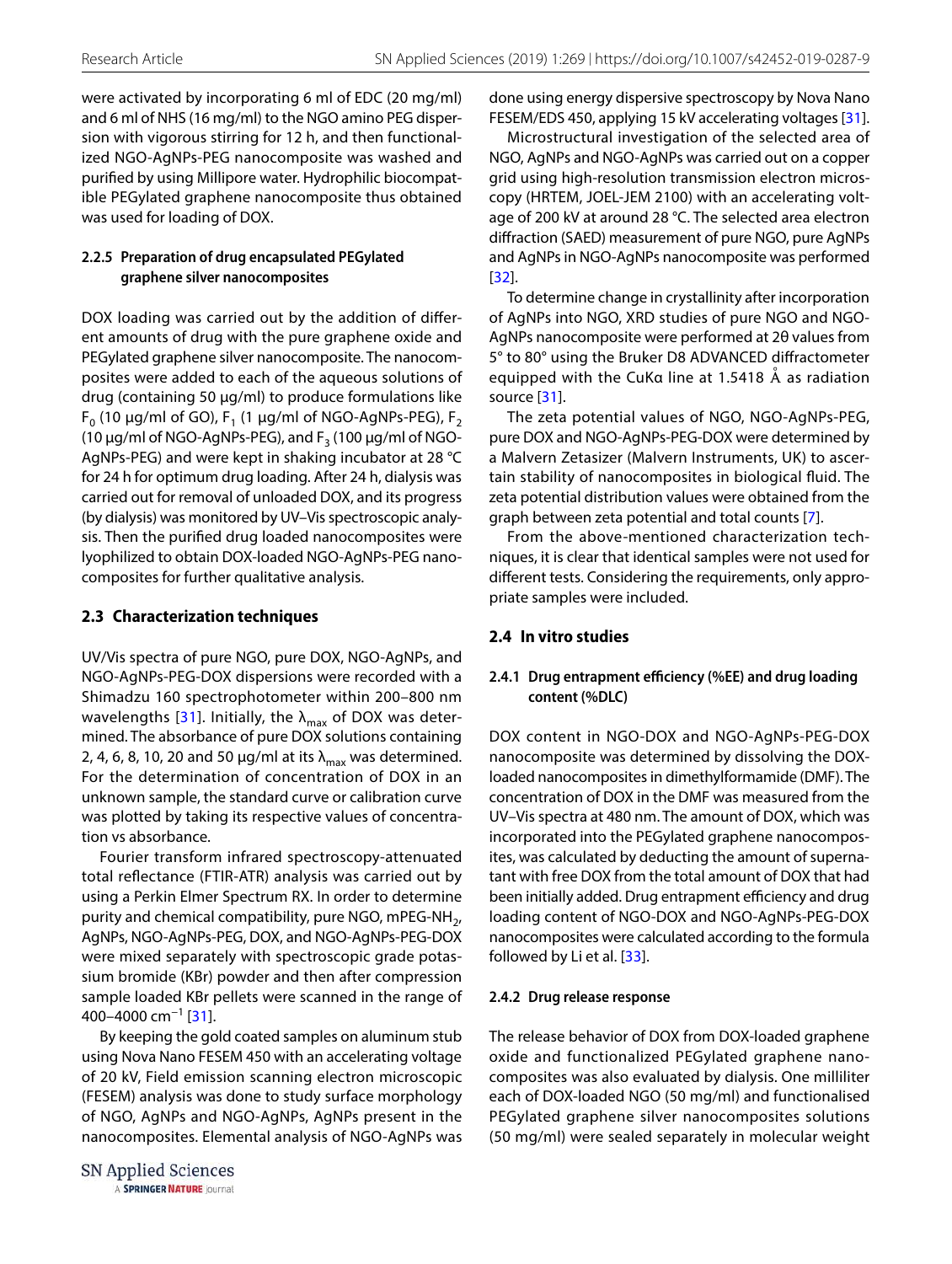were activated by incorporating 6 ml of EDC (20 mg/ml) and 6 ml of NHS (16 mg/ml) to the NGO amino PEG dispersion with vigorous stirring for 12 h, and then functionalized NGO-AgNPs-PEG nanocomposite was washed and purified by using Millipore water. Hydrophilic biocompatible PEGylated graphene nanocomposite thus obtained was used for loading of DOX.

#### 2.2.5 Preparation of drug encapsulated PEGylated graphene silver nanocomposites

DOX loading was carried out by the addition of different amounts of drug with the pure graphene oxide and PEGylated graphene silver nanocomposite. The nanocomposites were added to each of the aqueous solutions of drug (containing 50 µg/ml) to produce formulations like $F_0$ (10 µg/ml of GO), $F_1$ (1 µg/ml of NGO-AgNPs-PEG), $F_2$ (10 µg/ml of NGO-AgNPs-PEG), and $F_3$ (100 µg/ml of NGO-AgNPs-PEG) and were kept in shaking incubator at 28 °C for 24 h for optimum drug loading. After 24 h, dialysis was carried out for removal of unloaded DOX, and its progress (by dialysis) was monitored by UV–Vis spectroscopic analysis. Then the purified drug loaded nanocomposites were lyophilized to obtain DOX-loaded NGO-AgNPs-PEG nanocomposites for further qualitative analysis.

### 2.3 Characterization techniques

UV/Vis spectra of pure NGO, pure DOX, NGO-AgNPs, and NGO-AgNPs-PEG-DOX dispersions were recorded with a Shimadzu 160 spectrophotometer within 200–800 nm wavelengths [31]. Initially, the $\lambda_{max}$ of DOX was determined. The absorbance of pure DOX solutions containing 2, 4, 6, 8, 10, 20 and 50 µg/ml at its $\lambda_{max}$ was determined. For the determination of concentration of DOX in an unknown sample, the standard curve or calibration curve was plotted by taking its respective values of concentration vs absorbance.

Fourier transform infrared spectroscopy-attenuated total reflectance (FTIR-ATR) analysis was carried out by using a Perkin Elmer Spectrum RX. In order to determine purity and chemical compatibility, pure NGO, mPEG-$NH_2$, AgNPs, NGO-AgNPs-PEG, DOX, and NGO-AgNPs-PEG-DOX were mixed separately with spectroscopic grade potassium bromide (KBr) powder and then after compression sample loaded KBr pellets were scanned in the range of 400–4000 $cm^{-1}$ [31].

By keeping the gold coated samples on aluminum stub using Nova Nano FESEM 450 with an accelerating voltage of 20 kV, Field emission scanning electron microscopic (FESEM) analysis was done to study surface morphology of NGO, AgNPs and NGO-AgNPs, AgNPs present in the nanocomposites. Elemental analysis of NGO-AgNPs was done using energy dispersive spectroscopy by Nova Nano FESEM/EDS 450, applying 15 kV accelerating voltages [31].

Microstructural investigation of the selected area of NGO, AgNPs and NGO-AgNPs was carried out on a copper grid using high-resolution transmission electron microscopy (HRTEM, JOEL-JEM 2100) with an accelerating voltage of 200 kV at around 28 °C. The selected area electron diffraction (SAED) measurement of pure NGO, pure AgNPs and AgNPs in NGO-AgNPs nanocomposite was performed [32].

To determine change in crystallinity after incorporation of AgNPs into NGO, XRD studies of pure NGO and NGO-AgNPs nanocomposite were performed at 2θ values from 5° to 80° using the Bruker D8 ADVANCED diffractometer equipped with the CuKα line at 1.5418 Å as radiation source [31].

The zeta potential values of NGO, NGO-AgNPs-PEG, pure DOX and NGO-AgNPs-PEG-DOX were determined by a Malvern Zetasizer (Malvern Instruments, UK) to ascertain stability of nanocomposites in biological fluid. The zeta potential distribution values were obtained from the graph between zeta potential and total counts [7].

From the above-mentioned characterization techniques, it is clear that identical samples were not used for different tests. Considering the requirements, only appropriate samples were included.

### 2.4 In vitro studies

#### 2.4.1 Drug entrapment efficiency (%EE) and drug loading content (%DLC)

DOX content in NGO-DOX and NGO-AgNPs-PEG-DOX nanocomposite was determined by dissolving the DOX-loaded nanocomposites in dimethylformamide (DMF). The concentration of DOX in the DMF was measured from the UV–Vis spectra at 480 nm. The amount of DOX, which was incorporated into the PEGylated graphene nanocomposites, was calculated by deducting the amount of supernatant with free DOX from the total amount of DOX that had been initially added. Drug entrapment efficiency and drug loading content of NGO-DOX and NGO-AgNPs-PEG-DOX nanocomposites were calculated according to the formula followed by Li et al. [33].

#### 2.4.2 Drug release response

The release behavior of DOX from DOX-loaded graphene oxide and functionalized PEGylated graphene nanocomposites was also evaluated by dialysis. One milliliter each of DOX-loaded NGO (50 mg/ml) and functionalised PEGylated graphene silver nanocomposites solutions (50 mg/ml) were sealed separately in molecular weight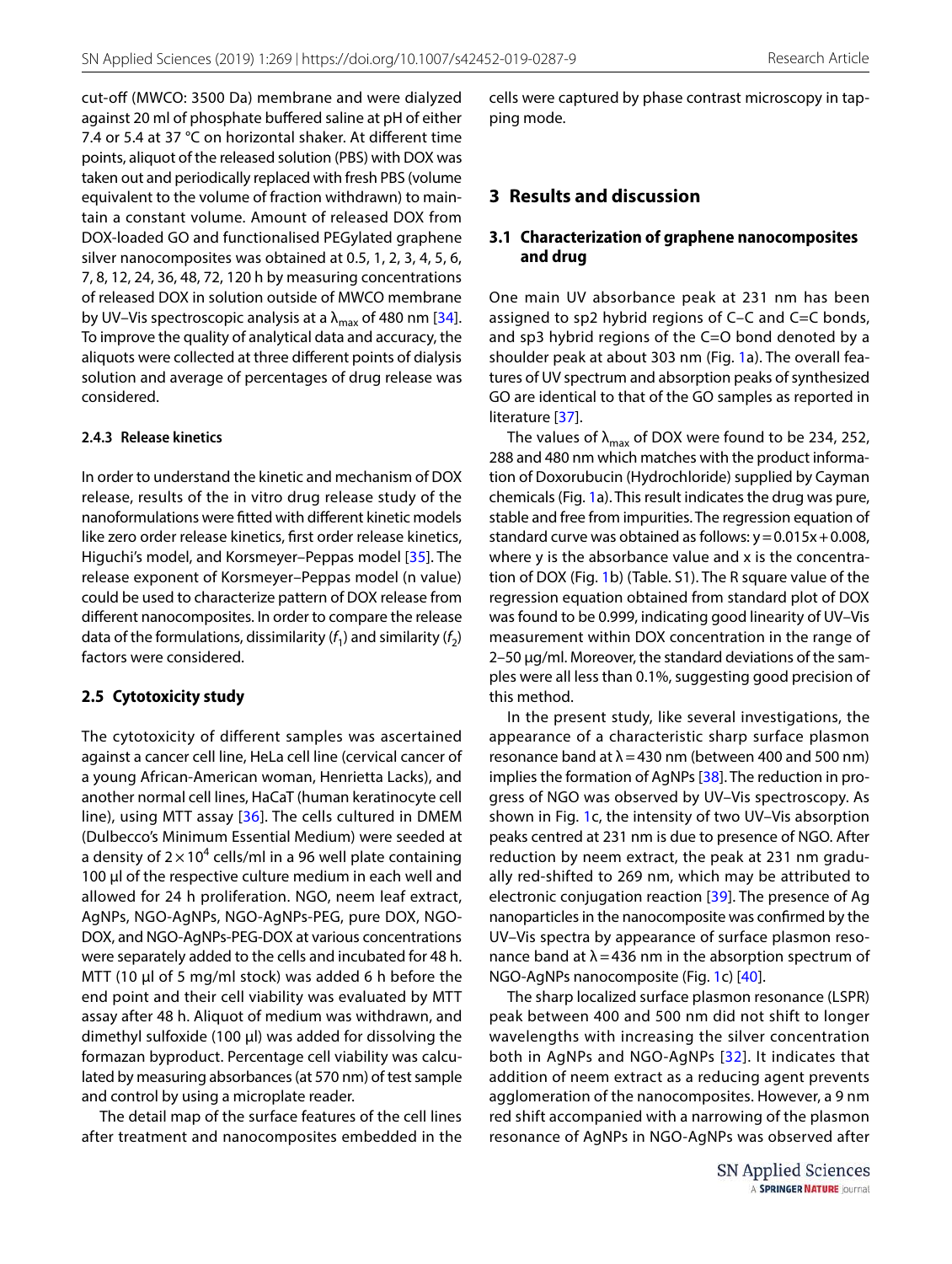cut-off (MWCO: 3500 Da) membrane and were dialyzed against 20 ml of phosphate buffered saline at pH of either 7.4 or 5.4 at 37 °C on horizontal shaker. At different time points, aliquot of the released solution (PBS) with DOX was taken out and periodically replaced with fresh PBS (volume equivalent to the volume of fraction withdrawn) to maintain a constant volume. Amount of released DOX from DOX-loaded GO and functionalised PEGylated graphene silver nanocomposites was obtained at 0.5, 1, 2, 3, 4, 5, 6, 7, 8, 12, 24, 36, 48, 72, 120 h by measuring concentrations of released DOX in solution outside of MWCO membrane by UV–Vis spectroscopic analysis at a $\lambda_{max}$ of 480 nm [34]. To improve the quality of analytical data and accuracy, the aliquots were collected at three different points of dialysis solution and average of percentages of drug release was considered.

#### 2.4.3 Release kinetics

In order to understand the kinetic and mechanism of DOX release, results of the in vitro drug release study of the nanoformulations were fitted with different kinetic models like zero order release kinetics, first order release kinetics, Higuchi's model, and Korsmeyer–Peppas model [35]. The release exponent of Korsmeyer–Peppas model (n value) could be used to characterize pattern of DOX release from different nanocomposites. In order to compare the release data of the formulations, dissimilarity ($f_1$) and similarity ($f_2$) factors were considered.

### 2.5 Cytotoxicity study

The cytotoxicity of different samples was ascertained against a cancer cell line, HeLa cell line (cervical cancer of a young African-American woman, Henrietta Lacks), and another normal cell lines, HaCaT (human keratinocyte cell line), using MTT assay [36]. The cells cultured in DMEM (Dulbecco's Minimum Essential Medium) were seeded at a density of $2 \times 10^4$ cells/ml in a 96 well plate containing 100 µl of the respective culture medium in each well and allowed for 24 h proliferation. NGO, neem leaf extract, AgNPs, NGO-AgNPs, NGO-AgNPs-PEG, pure DOX, NGO-DOX, and NGO-AgNPs-PEG-DOX at various concentrations were separately added to the cells and incubated for 48 h. MTT (10 µl of 5 mg/ml stock) was added 6 h before the end point and their cell viability was evaluated by MTT assay after 48 h. Aliquot of medium was withdrawn, and dimethyl sulfoxide (100 µl) was added for dissolving the formazan byproduct. Percentage cell viability was calculated by measuring absorbances (at 570 nm) of test sample and control by using a microplate reader.

The detail map of the surface features of the cell lines after treatment and nanocomposites embedded in the cells were captured by phase contrast microscopy in tapping mode.

## 3 Results and discussion

### 3.1 Characterization of graphene nanocomposites and drug

One main UV absorbance peak at 231 nm has been assigned to sp2 hybrid regions of C–C and C=C bonds, and sp3 hybrid regions of the C=O bond denoted by a shoulder peak at about 303 nm (Fig. 1a). The overall features of UV spectrum and absorption peaks of synthesized GO are identical to that of the GO samples as reported in literature [37].

The values of $\lambda_{max}$ of DOX were found to be 234, 252, 288 and 480 nm which matches with the product information of Doxorubicin (Hydrochloride) supplied by Cayman chemicals (Fig. 1a). This result indicates the drug was pure, stable and free from impurities. The regression equation of standard curve was obtained as follows: $y = 0.015x + 0.008$, where y is the absorbance value and x is the concentration of DOX (Fig. 1b) (Table. S1). The R square value of the regression equation obtained from standard plot of DOX was found to be 0.999, indicating good linearity of UV–Vis measurement within DOX concentration in the range of 2–50 µg/ml. Moreover, the standard deviations of the samples were all less than 0.1%, suggesting good precision of this method.

In the present study, like several investigations, the appearance of a characteristic sharp surface plasmon resonance band at $\lambda = 430$ nm (between 400 and 500 nm) implies the formation of AgNPs [38]. The reduction in progress of NGO was observed by UV–Vis spectroscopy. As shown in Fig. 1c, the intensity of two UV–Vis absorption peaks centred at 231 nm is due to presence of NGO. After reduction by neem extract, the peak at 231 nm gradually red-shifted to 269 nm, which may be attributed to electronic conjugation reaction [39]. The presence of Ag nanoparticles in the nanocomposite was confirmed by the UV–Vis spectra by appearance of surface plasmon resonance band at $\lambda = 436$ nm in the absorption spectrum of NGO-AgNPs nanocomposite (Fig. 1c) [40].

The sharp localized surface plasmon resonance (LSPR) peak between 400 and 500 nm did not shift to longer wavelengths with increasing the silver concentration both in AgNPs and NGO-AgNPs [32]. It indicates that addition of neem extract as a reducing agent prevents agglomeration of the nanocomposites. However, a 9 nm red shift accompanied with a narrowing of the plasmon resonance of AgNPs in NGO-AgNPs was observed after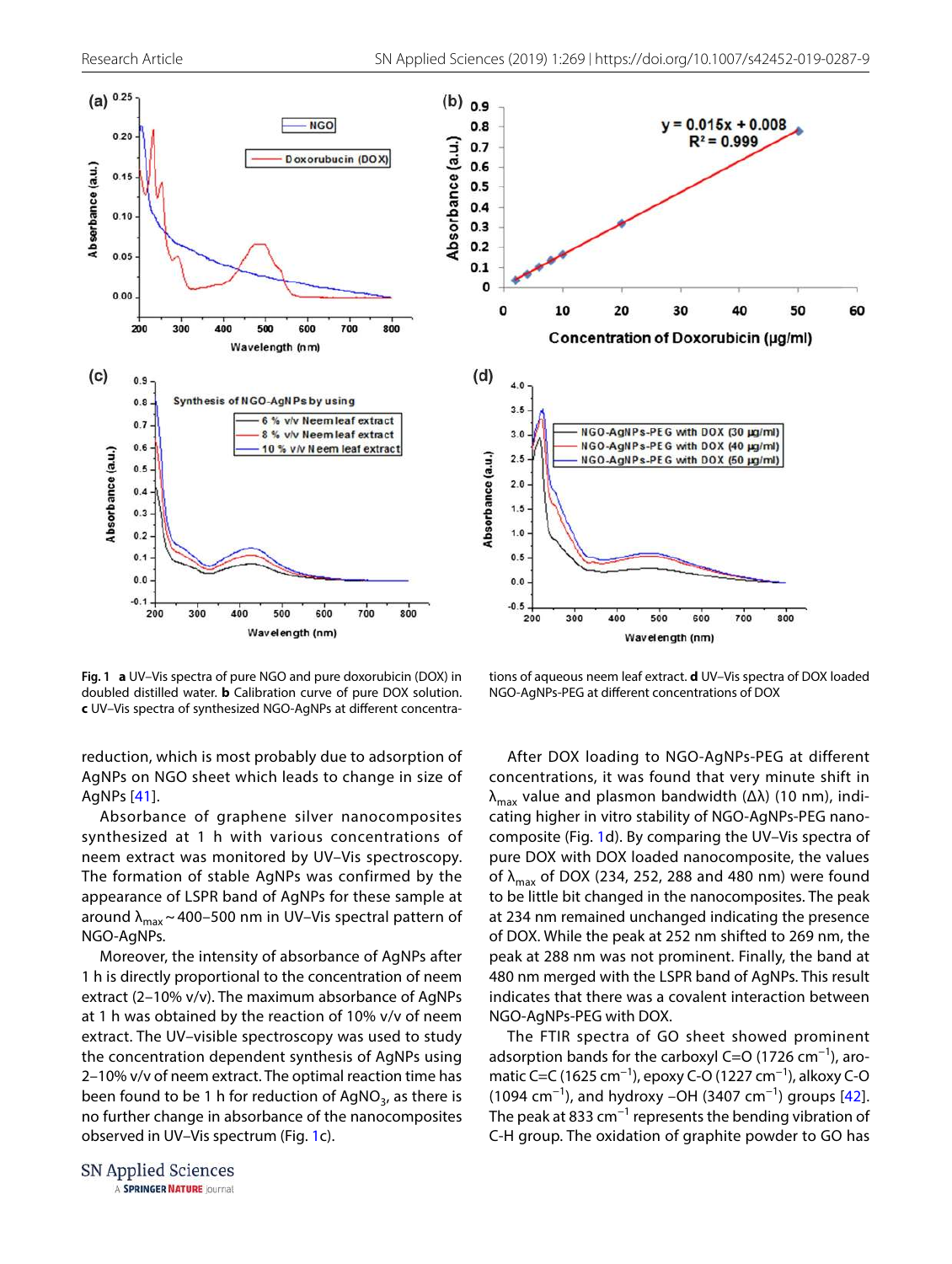Fig. 1 **a** UV–Vis spectra of pure NGO and pure doxorubicin (DOX) in doubled distilled water. **b** Calibration curve of pure DOX solution. **c** UV–Vis spectra of synthesized NGO-AgNPs at different concentrations of aqueous neem leaf extract. **d** UV–Vis spectra of DOX loaded NGO-AgNPs-PEG at different concentrations of DOX

reduction, which is most probably due to adsorption of AgNPs on NGO sheet which leads to change in size of AgNPs [41].

Absorbance of graphene silver nanocomposites synthesized at 1 h with various concentrations of neem extract was monitored by UV–Vis spectroscopy. The formation of stable AgNPs was confirmed by the appearance of LSPR band of AgNPs for these sample at around $\lambda_{max} \sim 400–500$ nm in UV–Vis spectral pattern of NGO-AgNPs.

Moreover, the intensity of absorbance of AgNPs after 1 h is directly proportional to the concentration of neem extract (2–10% v/v). The maximum absorbance of AgNPs at 1 h was obtained by the reaction of 10% v/v of neem extract. The UV–visible spectroscopy was used to study the concentration dependent synthesis of AgNPs using 2–10% v/v of neem extract. The optimal reaction time has been found to be 1 h for reduction of $AgNO_3$, as there is no further change in absorbance of the nanocomposites observed in UV–Vis spectrum (Fig. 1c).

After DOX loading to NGO-AgNPs-PEG at different concentrations, it was found that very minute shift in $\lambda_{max}$ value and plasmon bandwidth ($\Delta\lambda$) (10 nm), indicating higher in vitro stability of NGO-AgNPs-PEG nanocomposite (Fig. 1d). By comparing the UV–Vis spectra of pure DOX with DOX loaded nanocomposite, the values of $\lambda_{max}$ of DOX (234, 252, 288 and 480 nm) were found to be little bit changed in the nanocomposites. The peak at 234 nm remained unchanged indicating the presence of DOX. While the peak at 252 nm shifted to 269 nm, the peak at 288 nm was not prominent. Finally, the band at 480 nm merged with the LSPR band of AgNPs. This result indicates that there was a covalent interaction between NGO-AgNPs-PEG with DOX.

The FTIR spectra of GO sheet showed prominent adsorption bands for the carboxyl C=O (1726 $cm^{-1}$), aromatic C=C (1625 $cm^{-1}$), epoxy C-O (1227 $cm^{-1}$), alkoxy C-O (1094 $cm^{-1}$), and hydroxy –OH (3407 $cm^{-1}$) groups [42]. The peak at 833 $cm^{-1}$ represents the bending vibration of C-H group. The oxidation of graphite powder to GO has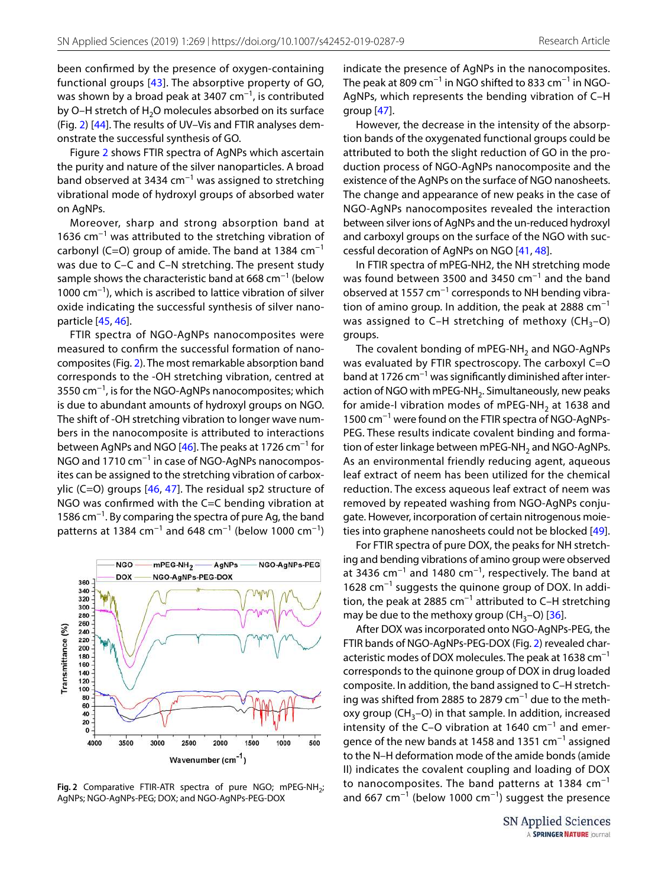been confirmed by the presence of oxygen-containing functional groups [43]. The absorptive property of GO, was shown by a broad peak at 3407 $cm^{-1}$, is contributed by O–H stretch of $H_2O$ molecules absorbed on its surface (Fig. 2) [44]. The results of UV–Vis and FTIR analyses demonstrate the successful synthesis of GO.

Figure 2 shows FTIR spectra of AgNPs which ascertain the purity and nature of the silver nanoparticles. A broad band observed at 3434 $cm^{-1}$ was assigned to stretching vibrational mode of hydroxyl groups of absorbed water on AgNPs.

Moreover, sharp and strong absorption band at 1636 $cm^{-1}$ was attributed to the stretching vibration of carbonyl (C=O) group of amide. The band at 1384 $cm^{-1}$ was due to C–C and C–N stretching. The present study sample shows the characteristic band at 668 $cm^{-1}$ (below 1000 $cm^{-1}$), which is ascribed to lattice vibration of silver oxide indicating the successful synthesis of silver nanoparticle [45, 46].

FTIR spectra of NGO-AgNPs nanocomposites were measured to confirm the successful formation of nanocomposites (Fig. 2). The most remarkable absorption band corresponds to the -OH stretching vibration, centred at 3550 $cm^{-1}$, is for the NGO-AgNPs nanocomposites; which is due to abundant amounts of hydroxyl groups on NGO. The shift of -OH stretching vibration to longer wave numbers in the nanocomposite is attributed to interactions between AgNPs and NGO [46]. The peaks at 1726 $cm^{-1}$ for NGO and 1710 $cm^{-1}$ in case of NGO-AgNPs nanocomposites can be assigned to the stretching vibration of carboxylic (C=O) groups [46, 47]. The residual sp2 structure of NGO was confirmed with the C=C bending vibration at 1586 $cm^{-1}$. By comparing the spectra of pure Ag, the band patterns at 1384 $cm^{-1}$ and 648 $cm^{-1}$ (below 1000 $cm^{-1}$) indicate the presence of AgNPs in the nanocomposites. The peak at 809 $cm^{-1}$ in NGO shifted to 833 $cm^{-1}$ in NGO-AgNPs, which represents the bending vibration of C–H group [47].

**Fig. 2** Comparative FTIR-ATR spectra of pure NGO; mPEG-$NH_2$; AgNPs; NGO-AgNPs-PEG; DOX; and NGO-AgNPs-PEG-DOX

However, the decrease in the intensity of the absorption bands of the oxygenated functional groups could be attributed to both the slight reduction of GO in the production process of NGO-AgNPs nanocomposite and the existence of the AgNPs on the surface of NGO nanosheets. The change and appearance of new peaks in the case of NGO-AgNPs nanocomposites revealed the interaction between silver ions of AgNPs and the un-reduced hydroxyl and carboxyl groups on the surface of the NGO with successful decoration of AgNPs on NGO [41, 48].

In FTIR spectra of mPEG-NH2, the NH stretching mode was found between 3500 and 3450 $cm^{-1}$ and the band observed at 1557 $cm^{-1}$ corresponds to NH bending vibration of amino group. In addition, the peak at 2888 $cm^{-1}$ was assigned to C–H stretching of methoxy ($CH_3$–O) groups.

The covalent bonding of mPEG-$NH_2$ and NGO-AgNPs was evaluated by FTIR spectroscopy. The carboxyl C=O band at 1726 $cm^{-1}$ was significantly diminished after interaction of NGO with mPEG-$NH_2$. Simultaneously, new peaks for amide-I vibration modes of mPEG-$NH_2$ at 1638 and 1500 $cm^{-1}$ were found on the FTIR spectra of NGO-AgNPs-PEG. These results indicate covalent binding and formation of ester linkage between mPEG-$NH_2$ and NGO-AgNPs. As an environmental friendly reducing agent, aqueous leaf extract of neem has been utilized for the chemical reduction. The excess aqueous leaf extract of neem was removed by repeated washing from NGO-AgNPs conjugate. However, incorporation of certain nitrogenous moieties into graphene nanosheets could not be blocked [49].

For FTIR spectra of pure DOX, the peaks for NH stretching and bending vibrations of amino group were observed at 3436 $cm^{-1}$ and 1480 $cm^{-1}$, respectively. The band at 1628 $cm^{-1}$ suggests the quinone group of DOX. In addition, the peak at 2885 $cm^{-1}$ attributed to C–H stretching may be due to the methoxy group ($CH_3$–O) [36].

After DOX was incorporated onto NGO-AgNPs-PEG, the FTIR bands of NGO-AgNPs-PEG-DOX (Fig. 2) revealed characteristic modes of DOX molecules. The peak at 1638 $cm^{-1}$ corresponds to the quinone group of DOX in drug loaded composite. In addition, the band assigned to C–H stretching was shifted from 2885 to 2879 $cm^{-1}$ due to the methoxy group ($CH_3$–O) in that sample. In addition, increased intensity of the C–O vibration at 1640 $cm^{-1}$ and emergence of the new bands at 1458 and 1351 $cm^{-1}$ assigned to the N–H deformation mode of the amide bonds (amide II) indicates the covalent coupling and loading of DOX to nanocomposites. The band patterns at 1384 $cm^{-1}$ and 667 $cm^{-1}$ (below 1000 $cm^{-1}$) suggest the presence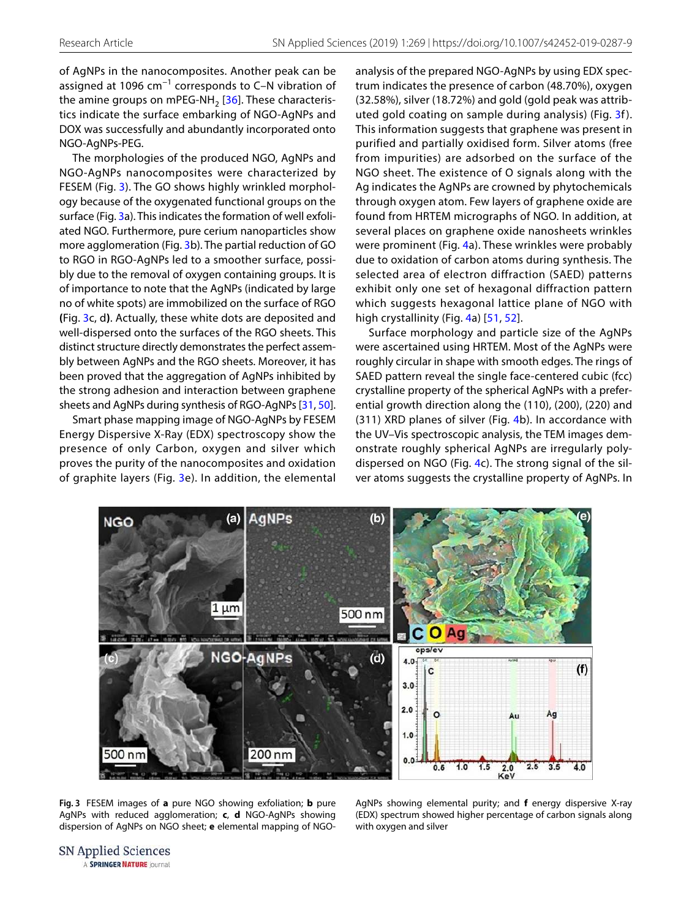of AgNPs in the nanocomposites. Another peak can be assigned at 1096 $cm^{-1}$ corresponds to C–N vibration of the amine groups on mPEG-$NH_2$ [36]. These characteristics indicate the surface embarking of NGO-AgNPs and DOX was successfully and abundantly incorporated onto NGO-AgNPs-PEG.

The morphologies of the produced NGO, AgNPs and NGO-AgNPs nanocomposites were characterized by FESEM (Fig. 3). The GO shows highly wrinkled morphology because of the oxygenated functional groups on the surface (Fig. 3a). This indicates the formation of well exfoliated NGO. Furthermore, pure cerium nanoparticles show more agglomeration (Fig. 3b). The partial reduction of GO to RGO in RGO-AgNPs led to a smoother surface, possibly due to the removal of oxygen containing groups. It is of importance to note that the AgNPs (indicated by large no of white spots) are immobilized on the surface of RGO **(**Fig. 3c, d**)**. Actually, these white dots are deposited and well-dispersed onto the surfaces of the RGO sheets. This distinct structure directly demonstrates the perfect assembly between AgNPs and the RGO sheets. Moreover, it has been proved that the aggregation of AgNPs inhibited by the strong adhesion and interaction between graphene sheets and AgNPs during synthesis of RGO-AgNPs [31, 50].

Smart phase mapping image of NGO-AgNPs by FESEM Energy Dispersive X-Ray (EDX) spectroscopy show the presence of only Carbon, oxygen and silver which proves the purity of the nanocomposites and oxidation of graphite layers (Fig. 3e). In addition, the elemental analysis of the prepared NGO-AgNPs by using EDX spectrum indicates the presence of carbon (48.70%), oxygen (32.58%), silver (18.72%) and gold (gold peak was attributed gold coating on sample during analysis) (Fig. 3f). This information suggests that graphene was present in purified and partially oxidised form. Silver atoms (free from impurities) are adsorbed on the surface of the NGO sheet. The existence of O signals along with the Ag indicates the AgNPs are crowned by phytochemicals through oxygen atom. Few layers of graphene oxide are found from HRTEM micrographs of NGO. In addition, at several places on graphene oxide nanosheets wrinkles were prominent (Fig. 4a). These wrinkles were probably due to oxidation of carbon atoms during synthesis. The selected area of electron diffraction (SAED) patterns exhibit only one set of hexagonal diffraction pattern which suggests hexagonal lattice plane of NGO with high crystallinity (Fig. 4a) [51, 52].

Surface morphology and particle size of the AgNPs were ascertained using HRTEM. Most of the AgNPs were roughly circular in shape with smooth edges. The rings of SAED pattern reveal the single face-centered cubic (fcc) crystalline property of the spherical AgNPs with a preferential growth direction along the (110), (200), (220) and (311) XRD planes of silver (Fig. 4b). In accordance with the UV–Vis spectroscopic analysis, the TEM images demonstrate roughly spherical AgNPs are irregularly polydispersed on NGO (Fig. 4c). The strong signal of the silver atoms suggests the crystalline property of AgNPs. In

**Fig. 3** FESEM images of **a** pure NGO showing exfoliation; **b** pure AgNPs with reduced agglomeration; **c**, **d** NGO-AgNPs showing dispersion of AgNPs on NGO sheet; **e** elemental mapping of NGO-AgNPs showing elemental purity; and **f** energy dispersive X-ray (EDX) spectrum showed higher percentage of carbon signals along with oxygen and silver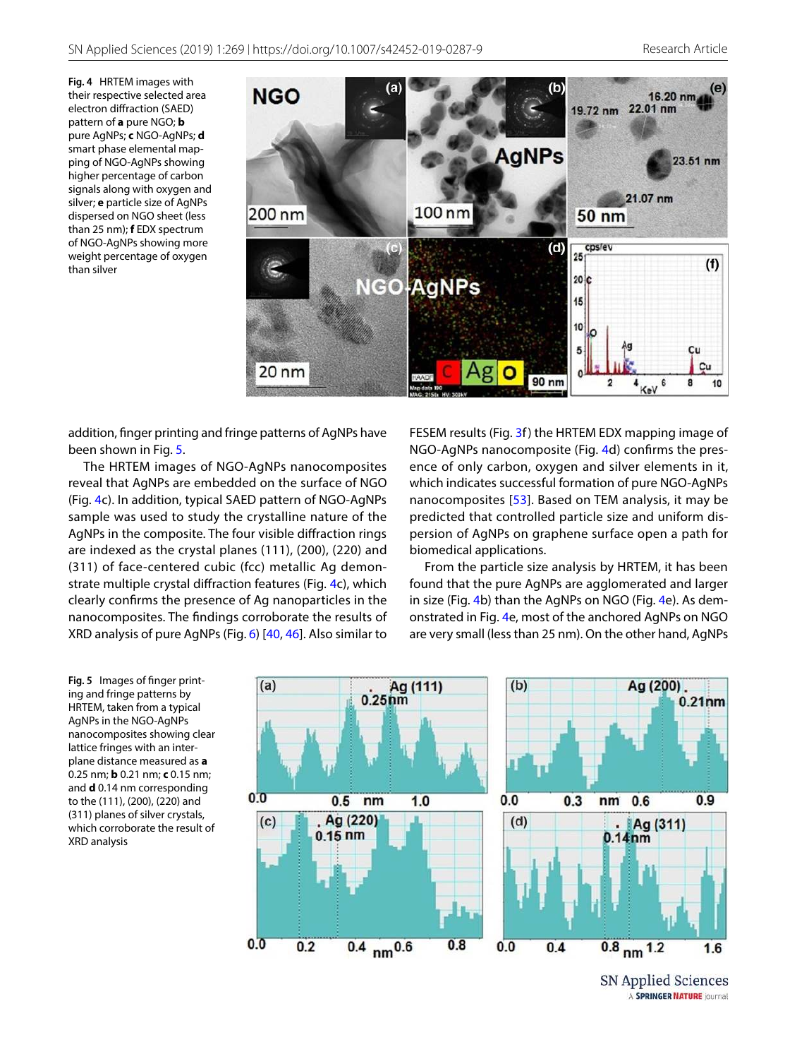**Fig. 4** HRTEM images with their respective selected area electron diffraction (SAED) pattern of **a** pure NGO; **b** pure AgNPs; **c** NGO-AgNPs; **d** smart phase elemental mapping of NGO-AgNPs showing higher percentage of carbon signals along with oxygen and silver; **e** particle size of AgNPs dispersed on NGO sheet (less than 25 nm); **f** EDX spectrum of NGO-AgNPs showing more weight percentage of oxygen than silver

addition, finger printing and fringe patterns of AgNPs have been shown in Fig. 5.

The HRTEM images of NGO-AgNPs nanocomposites reveal that AgNPs are embedded on the surface of NGO (Fig. 4c). In addition, typical SAED pattern of NGO-AgNPs sample was used to study the crystalline nature of the AgNPs in the composite. The four visible diffraction rings are indexed as the crystal planes (111), (200), (220) and (311) of face-centered cubic (fcc) metallic Ag demonstrate multiple crystal diffraction features (Fig. 4c), which clearly confirms the presence of Ag nanoparticles in the nanocomposites. The findings corroborate the results of XRD analysis of pure AgNPs (Fig. 6) [40, 46]. Also similar to FESEM results (Fig. 3f) the HRTEM EDX mapping image of NGO-AgNPs nanocomposite (Fig. 4d) confirms the presence of only carbon, oxygen and silver elements in it, which indicates successful formation of pure NGO-AgNPs nanocomposites [53]. Based on TEM analysis, it may be predicted that controlled particle size and uniform dispersion of AgNPs on graphene surface open a path for biomedical applications.

From the particle size analysis by HRTEM, it has been found that the pure AgNPs are agglomerated and larger in size (Fig. 4b) than the AgNPs on NGO (Fig. 4e). As demonstrated in Fig. 4e, most of the anchored AgNPs on NGO are very small (less than 25 nm). On the other hand, AgNPs

**Fig. 5** Images of finger printing and fringe patterns by HRTEM, taken from a typical AgNPs in the NGO-AgNPs nanocomposites showing clear lattice fringes with an interplane distance measured as **a** 0.25 nm; **b** 0.21 nm; **c** 0.15 nm; and **d** 0.14 nm corresponding to the (111), (200), (220) and (311) planes of silver crystals, which corroborate the result of XRD analysis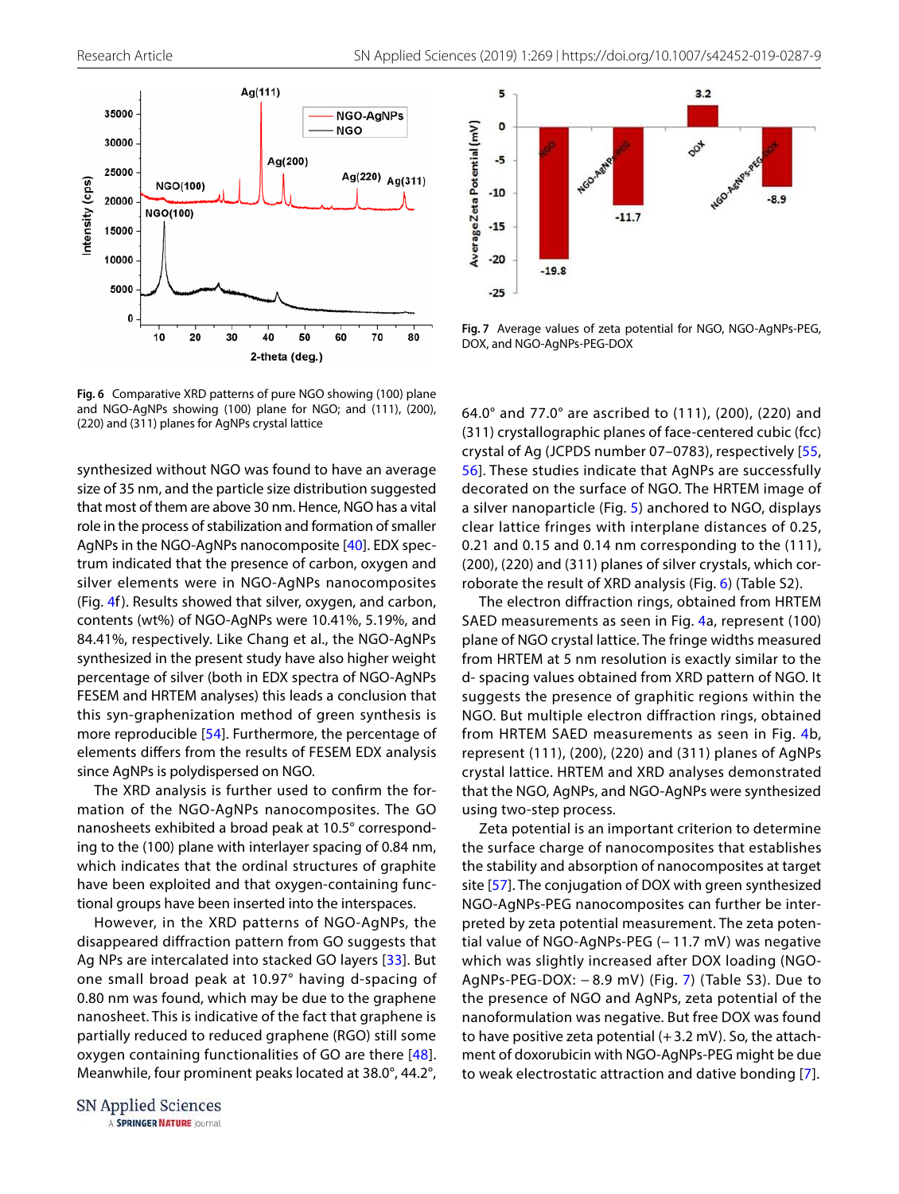Fig. 6 Comparative XRD patterns of pure NGO showing (100) plane and NGO-AgNPs showing (100) plane for NGO; and (111), (200), (220) and (311) planes for AgNPs crystal lattice

Fig. 7 Average values of zeta potential for NGO, NGO-AgNPs-PEG, DOX, and NGO-AgNPs-PEG-DOX

synthesized without NGO was found to have an average size of 35 nm, and the particle size distribution suggested that most of them are above 30 nm. Hence, NGO has a vital role in the process of stabilization and formation of smaller AgNPs in the NGO-AgNPs nanocomposite [40]. EDX spectrum indicated that the presence of carbon, oxygen and silver elements were in NGO-AgNPs nanocomposites (Fig. 4f). Results showed that silver, oxygen, and carbon, contents (wt%) of NGO-AgNPs were 10.41%, 5.19%, and 84.41%, respectively. Like Chang et al., the NGO-AgNPs synthesized in the present study have also higher weight percentage of silver (both in EDX spectra of NGO-AgNPs FESEM and HRTEM analyses) this leads a conclusion that this syn-graphenization method of green synthesis is more reproducible [54]. Furthermore, the percentage of elements differs from the results of FESEM EDX analysis since AgNPs is polydispersed on NGO.

The XRD analysis is further used to confirm the formation of the NGO-AgNPs nanocomposites. The GO nanosheets exhibited a broad peak at 10.5° corresponding to the (100) plane with interlayer spacing of 0.84 nm, which indicates that the ordinal structures of graphite have been exploited and that oxygen-containing functional groups have been inserted into the interspaces.

However, in the XRD patterns of NGO-AgNPs, the disappeared diffraction pattern from GO suggests that Ag NPs are intercalated into stacked GO layers [33]. But one small broad peak at 10.97° having d-spacing of 0.80 nm was found, which may be due to the graphene nanosheet. This is indicative of the fact that graphene is partially reduced to reduced graphene (RGO) still some oxygen containing functionalities of GO are there [48]. Meanwhile, four prominent peaks located at 38.0°, 44.2°, 64.0° and 77.0° are ascribed to (111), (200), (220) and (311) crystallographic planes of face-centered cubic (fcc) crystal of Ag (JCPDS number 07–0783), respectively [55, 56]. These studies indicate that AgNPs are successfully decorated on the surface of NGO. The HRTEM image of a silver nanoparticle (Fig. 5) anchored to NGO, displays clear lattice fringes with interplane distances of 0.25, 0.21 and 0.15 and 0.14 nm corresponding to the (111), (200), (220) and (311) planes of silver crystals, which corroborate the result of XRD analysis (Fig. 6) (Table S2).

The electron diffraction rings, obtained from HRTEM SAED measurements as seen in Fig. 4a, represent (100) plane of NGO crystal lattice. The fringe widths measured from HRTEM at 5 nm resolution is exactly similar to the d- spacing values obtained from XRD pattern of NGO. It suggests the presence of graphitic regions within the NGO. But multiple electron diffraction rings, obtained from HRTEM SAED measurements as seen in Fig. 4b, represent (111), (200), (220) and (311) planes of AgNPs crystal lattice. HRTEM and XRD analyses demonstrated that the NGO, AgNPs, and NGO-AgNPs were synthesized using two-step process.

Zeta potential is an important criterion to determine the surface charge of nanocomposites that establishes the stability and absorption of nanocomposites at target site [57]. The conjugation of DOX with green synthesized NGO-AgNPs-PEG nanocomposites can further be interpreted by zeta potential measurement. The zeta potential value of NGO-AgNPs-PEG (− 11.7 mV) was negative which was slightly increased after DOX loading (NGO-AgNPs-PEG-DOX: − 8.9 mV) (Fig. 7) (Table S3). Due to the presence of NGO and AgNPs, zeta potential of the nanoformulation was negative. But free DOX was found to have positive zeta potential (+ 3.2 mV). So, the attachment of doxorubicin with NGO-AgNPs-PEG might be due to weak electrostatic attraction and dative bonding [7].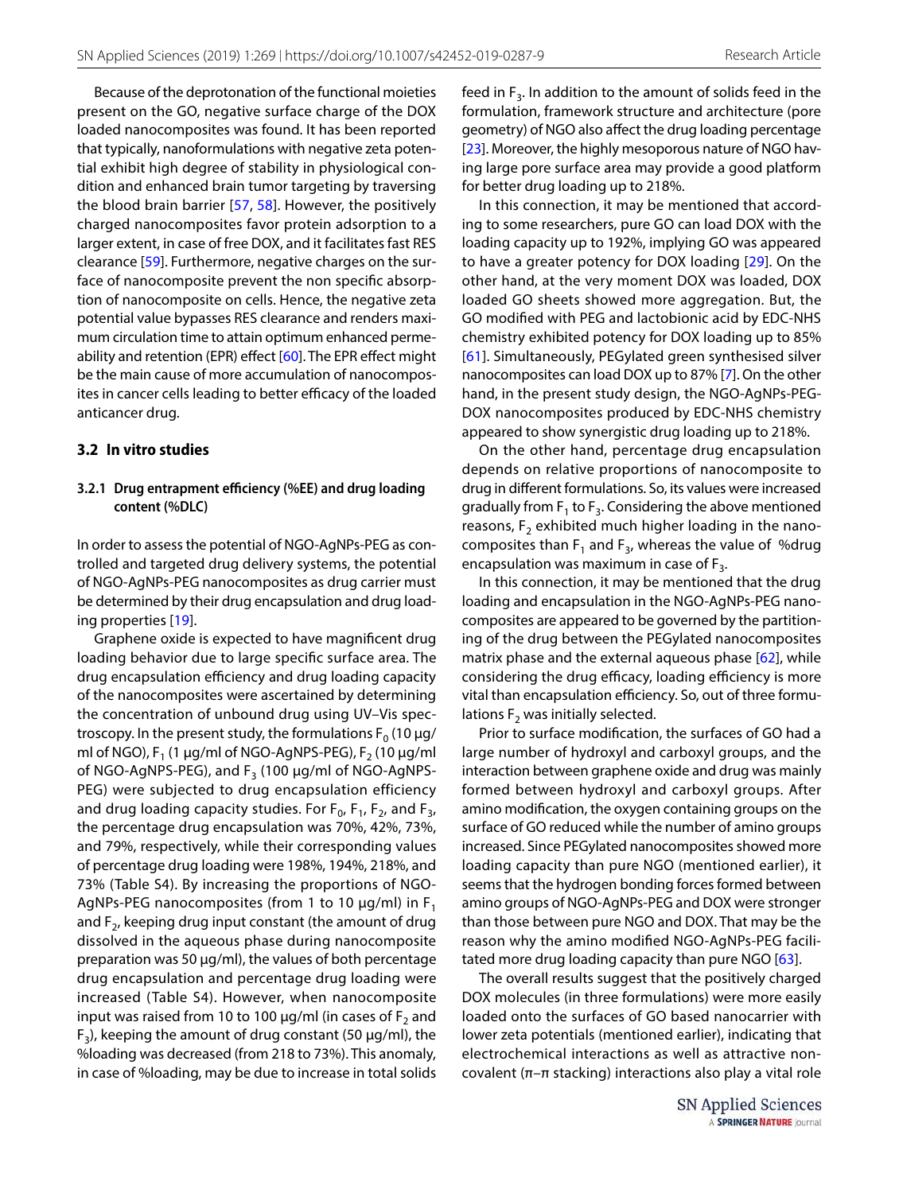Because of the deprotonation of the functional moieties present on the GO, negative surface charge of the DOX loaded nanocomposites was found. It has been reported that typically, nanoformulations with negative zeta potential exhibit high degree of stability in physiological condition and enhanced brain tumor targeting by traversing the blood brain barrier [57, 58]. However, the positively charged nanocomposites favor protein adsorption to a larger extent, in case of free DOX, and it facilitates fast RES clearance [59]. Furthermore, negative charges on the surface of nanocomposite prevent the non specific absorption of nanocomposite on cells. Hence, the negative zeta potential value bypasses RES clearance and renders maximum circulation time to attain optimum enhanced permeability and retention (EPR) effect [60]. The EPR effect might be the main cause of more accumulation of nanocomposites in cancer cells leading to better efficacy of the loaded anticancer drug.

### 3.2 In vitro studies

#### 3.2.1 Drug entrapment efficiency (%EE) and drug loading content (%DLC)

In order to assess the potential of NGO-AgNPs-PEG as controlled and targeted drug delivery systems, the potential of NGO-AgNPs-PEG nanocomposites as drug carrier must be determined by their drug encapsulation and drug loading properties [19].

Graphene oxide is expected to have magnificent drug loading behavior due to large specific surface area. The drug encapsulation efficiency and drug loading capacity of the nanocomposites were ascertained by determining the concentration of unbound drug using UV–Vis spectroscopy. In the present study, the formulations $F_0$ (10 µg/ml of NGO), $F_1$ (1 µg/ml of NGO-AgNPS-PEG), $F_2$ (10 µg/ml of NGO-AgNPS-PEG), and $F_3$ (100 µg/ml of NGO-AgNPS-PEG) were subjected to drug encapsulation efficiency and drug loading capacity studies. For $F_0$, $F_1$, $F_2$, and $F_3$, the percentage drug encapsulation was 70%, 42%, 73%, and 79%, respectively, while their corresponding values of percentage drug loading were 198%, 194%, 218%, and 73% (Table S4). By increasing the proportions of NGO-AgNPs-PEG nanocomposites (from 1 to 10 µg/ml) in $F_1$ and $F_2$, keeping drug input constant (the amount of drug dissolved in the aqueous phase during nanocomposite preparation was 50 µg/ml), the values of both percentage drug encapsulation and percentage drug loading were increased (Table S4). However, when nanocomposite input was raised from 10 to 100 µg/ml (in cases of $F_2$ and $F_3$), keeping the amount of drug constant (50 µg/ml), the %loading was decreased (from 218 to 73%). This anomaly, in case of %loading, may be due to increase in total solids feed in $F_3$. In addition to the amount of solids feed in the formulation, framework structure and architecture (pore geometry) of NGO also affect the drug loading percentage [23]. Moreover, the highly mesoporous nature of NGO having large pore surface area may provide a good platform for better drug loading up to 218%.

In this connection, it may be mentioned that according to some researchers, pure GO can load DOX with the loading capacity up to 192%, implying GO was appeared to have a greater potency for DOX loading [29]. On the other hand, at the very moment DOX was loaded, DOX loaded GO sheets showed more aggregation. But, the GO modified with PEG and lactobionic acid by EDC-NHS chemistry exhibited potency for DOX loading up to 85% [61]. Simultaneously, PEGylated green synthesised silver nanocomposites can load DOX up to 87% [7]. On the other hand, in the present study design, the NGO-AgNPs-PEG-DOX nanocomposites produced by EDC-NHS chemistry appeared to show synergistic drug loading up to 218%.

On the other hand, percentage drug encapsulation depends on relative proportions of nanocomposite to drug in different formulations. So, its values were increased gradually from $F_1$ to $F_3$. Considering the above mentioned reasons, $F_2$ exhibited much higher loading in the nanocomposites than $F_1$ and $F_3$, whereas the value of %drug encapsulation was maximum in case of $F_3$.

In this connection, it may be mentioned that the drug loading and encapsulation in the NGO-AgNPs-PEG nanocomposites are appeared to be governed by the partitioning of the drug between the PEGylated nanocomposites matrix phase and the external aqueous phase [62], while considering the drug efficacy, loading efficiency is more vital than encapsulation efficiency. So, out of three formulations $F_2$ was initially selected.

Prior to surface modification, the surfaces of GO had a large number of hydroxyl and carboxyl groups, and the interaction between graphene oxide and drug was mainly formed between hydroxyl and carboxyl groups. After amino modification, the oxygen containing groups on the surface of GO reduced while the number of amino groups increased. Since PEGylated nanocomposites showed more loading capacity than pure NGO (mentioned earlier), it seems that the hydrogen bonding forces formed between amino groups of NGO-AgNPs-PEG and DOX were stronger than those between pure NGO and DOX. That may be the reason why the amino modified NGO-AgNPs-PEG facilitated more drug loading capacity than pure NGO [63].

The overall results suggest that the positively charged DOX molecules (in three formulations) were more easily loaded onto the surfaces of GO based nanocarrier with lower zeta potentials (mentioned earlier), indicating that electrochemical interactions as well as attractive non-covalent (π–π stacking) interactions also play a vital role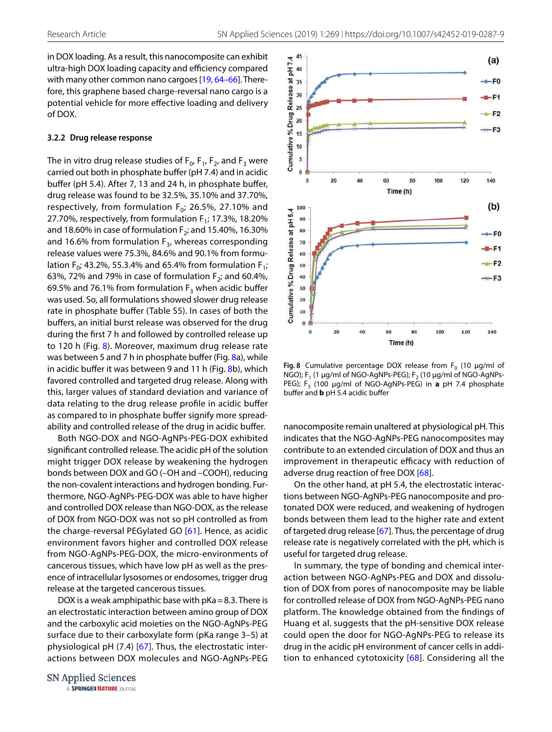in DOX loading. As a result, this nanocomposite can exhibit ultra-high DOX loading capacity and efficiency compared with many other common nano cargoes [19, 64–66]. Therefore, this graphene based charge-reversal nano cargo is a potential vehicle for more effective loading and delivery of DOX.

#### 3.2.2 Drug release response

The in vitro drug release studies of $F_0$, $F_1$, $F_2$, and $F_3$ were carried out both in phosphate buffer (pH 7.4) and in acidic buffer (pH 5.4). After 7, 13 and 24 h, in phosphate buffer, drug release was found to be 32.5%, 35.10% and 37.70%, respectively, from formulation $F_0$; 26.5%, 27.10% and 27.70%, respectively, from formulation $F_1$; 17.3%, 18.20% and 18.60% in case of formulation $F_2$; and 15.40%, 16.30% and 16.6% from formulation $F_3$, whereas corresponding release values were 75.3%, 84.6% and 90.1% from formulation $F_0$; 43.2%, 55.3.4% and 65.4% from formulation $F_1$; 63%, 72% and 79% in case of formulation $F_2$; and 60.4%, 69.5% and 76.1% from formulation $F_3$ when acidic buffer was used. So, all formulations showed slower drug release rate in phosphate buffer (Table S5). In cases of both the buffers, an initial burst release was observed for the drug during the first 7 h and followed by controlled release up to 120 h (Fig. 8). Moreover, maximum drug release rate was between 5 and 7 h in phosphate buffer (Fig. 8a), while in acidic buffer it was between 9 and 11 h (Fig. 8b), which favored controlled and targeted drug release. Along with this, larger values of standard deviation and variance of data relating to the drug release profile in acidic buffer as compared to in phosphate buffer signify more spreadability and controlled release of the drug in acidic buffer.

Both NGO-DOX and NGO-AgNPs-PEG-DOX exhibited significant controlled release. The acidic pH of the solution might trigger DOX release by weakening the hydrogen bonds between DOX and GO (–OH and –COOH), reducing the non-covalent interactions and hydrogen bonding. Furthermore, NGO-AgNPs-PEG-DOX was able to have higher and controlled DOX release than NGO-DOX, as the release of DOX from NGO-DOX was not so pH controlled as from the charge-reversal PEGylated GO [61]. Hence, as acidic environment favors higher and controlled DOX release from NGO-AgNPs-PEG-DOX, the micro-environments of cancerous tissues, which have low pH as well as the presence of intracellular lysosomes or endosomes, trigger drug release at the targeted cancerous tissues.

DOX is a weak amphipathic base with pKa = 8.3. There is an electrostatic interaction between amino group of DOX and the carboxylic acid moieties on the NGO-AgNPs-PEG surface due to their carboxylate form (pKa range 3–5) at physiological pH (7.4) [67]. Thus, the electrostatic interactions between DOX molecules and NGO-AgNPs-PEG nanocomposite remain unaltered at physiological pH. This indicates that the NGO-AgNPs-PEG nanocomposites may contribute to an extended circulation of DOX and thus an improvement in therapeutic efficacy with reduction of adverse drug reaction of free DOX [68].

On the other hand, at pH 5.4, the electrostatic interactions between NGO-AgNPs-PEG nanocomposite and protonated DOX were reduced, and weakening of hydrogen bonds between them lead to the higher rate and extent of targeted drug release [67]. Thus, the percentage of drug release rate is negatively correlated with the pH, which is useful for targeted drug release.

In summary, the type of bonding and chemical interaction between NGO-AgNPs-PEG and DOX and dissolution of DOX from pores of nanocomposite may be liable for controlled release of DOX from NGO-AgNPs-PEG nano platform. The knowledge obtained from the findings of Huang et al. suggests that the pH-sensitive DOX release could open the door for NGO-AgNPs-PEG to release its drug in the acidic pH environment of cancer cells in addition to enhanced cytotoxicity [68]. Considering all the

**Fig. 8** Cumulative percentage DOX release from $F_0$ (10 µg/ml of NGO); $F_1$ (1 µg/ml of NGO-AgNPs-PEG); $F_2$ (10 µg/ml of NGO-AgNPs-PEG); $F_3$ (100 µg/ml of NGO-AgNPs-PEG) in **a** pH 7.4 phosphate buffer and **b** pH 5.4 acidic buffer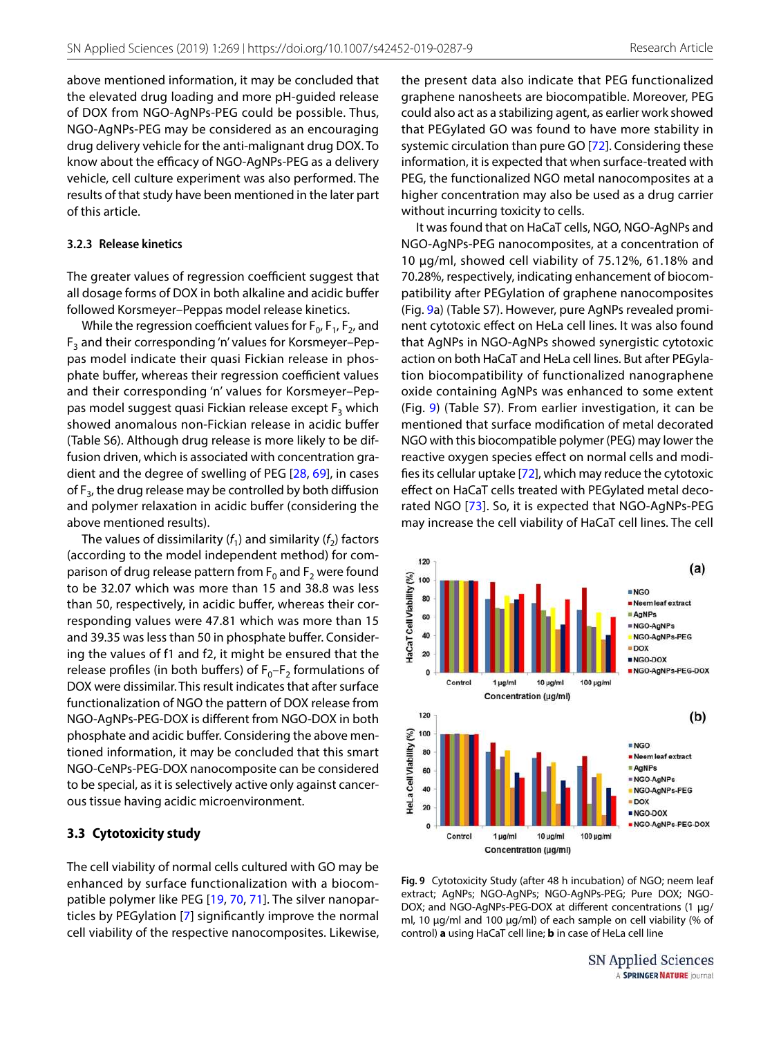above mentioned information, it may be concluded that the elevated drug loading and more pH-guided release of DOX from NGO-AgNPs-PEG could be possible. Thus, NGO-AgNPs-PEG may be considered as an encouraging drug delivery vehicle for the anti-malignant drug DOX. To know about the efficacy of NGO-AgNPs-PEG as a delivery vehicle, cell culture experiment was also performed. The results of that study have been mentioned in the later part of this article.

#### 3.2.3 Release kinetics

The greater values of regression coefficient suggest that all dosage forms of DOX in both alkaline and acidic buffer followed Korsmeyer–Peppas model release kinetics.

While the regression coefficient values for $F_0$, $F_1$, $F_2$, and $F_3$ and their corresponding 'n' values for Korsmeyer–Peppas model indicate their quasi Fickian release in phosphate buffer, whereas their regression coefficient values and their corresponding 'n' values for Korsmeyer–Peppas model suggest quasi Fickian release except $F_3$ which showed anomalous non-Fickian release in acidic buffer (Table S6). Although drug release is more likely to be diffusion driven, which is associated with concentration gradient and the degree of swelling of PEG [28, 69], in cases of $F_3$, the drug release may be controlled by both diffusion and polymer relaxation in acidic buffer (considering the above mentioned results).

The values of dissimilarity ($f_1$) and similarity ($f_2$) factors (according to the model independent method) for comparison of drug release pattern from $F_0$ and $F_2$ were found to be 32.07 which was more than 15 and 38.8 was less than 50, respectively, in acidic buffer, whereas their corresponding values were 47.81 which was more than 15 and 39.35 was less than 50 in phosphate buffer. Considering the values of f1 and f2, it might be ensured that the release profiles (in both buffers) of $F_0$–$F_2$ formulations of DOX were dissimilar. This result indicates that after surface functionalization of NGO the pattern of DOX release from NGO-AgNPs-PEG-DOX is different from NGO-DOX in both phosphate and acidic buffer. Considering the above mentioned information, it may be concluded that this smart NGO-CeNPs-PEG-DOX nanocomposite can be considered to be special, as it is selectively active only against cancerous tissue having acidic microenvironment.

### 3.3 Cytotoxicity study

The cell viability of normal cells cultured with GO may be enhanced by surface functionalization with a biocompatible polymer like PEG [19, 70, 71]. The silver nanoparticles by PEGylation [7] significantly improve the normal cell viability of the respective nanocomposites. Likewise, the present data also indicate that PEG functionalized graphene nanosheets are biocompatible. Moreover, PEG could also act as a stabilizing agent, as earlier work showed that PEGylated GO was found to have more stability in systemic circulation than pure GO [72]. Considering these information, it is expected that when surface-treated with PEG, the functionalized NGO metal nanocomposites at a higher concentration may also be used as a drug carrier without incurring toxicity to cells.

It was found that on HaCaT cells, NGO, NGO-AgNPs and NGO-AgNPs-PEG nanocomposites, at a concentration of 10 µg/ml, showed cell viability of 75.12%, 61.18% and 70.28%, respectively, indicating enhancement of biocompatibility after PEGylation of graphene nanocomposites (Fig. 9a) (Table S7). However, pure AgNPs revealed prominent cytotoxic effect on HeLa cell lines. It was also found that AgNPs in NGO-AgNPs showed synergistic cytotoxic action on both HaCaT and HeLa cell lines. But after PEGylation biocompatibility of functionalized nanographene oxide containing AgNPs was enhanced to some extent (Fig. 9) (Table S7). From earlier investigation, it can be mentioned that surface modification of metal decorated NGO with this biocompatible polymer (PEG) may lower the reactive oxygen species effect on normal cells and modifies its cellular uptake [72], which may reduce the cytotoxic effect on HaCaT cells treated with PEGylated metal decorated NGO [73]. So, it is expected that NGO-AgNPs-PEG may increase the cell viability of HaCaT cell lines. The cell

**Fig. 9** Cytotoxicity Study (after 48 h incubation) of NGO; neem leaf extract; AgNPs; NGO-AgNPs; NGO-AgNPs-PEG; Pure DOX; NGO-DOX; and NGO-AgNPs-PEG-DOX at different concentrations (1 µg/ml, 10 µg/ml and 100 µg/ml) of each sample on cell viability (% of control) **a** using HaCaT cell line; **b** in case of HeLa cell line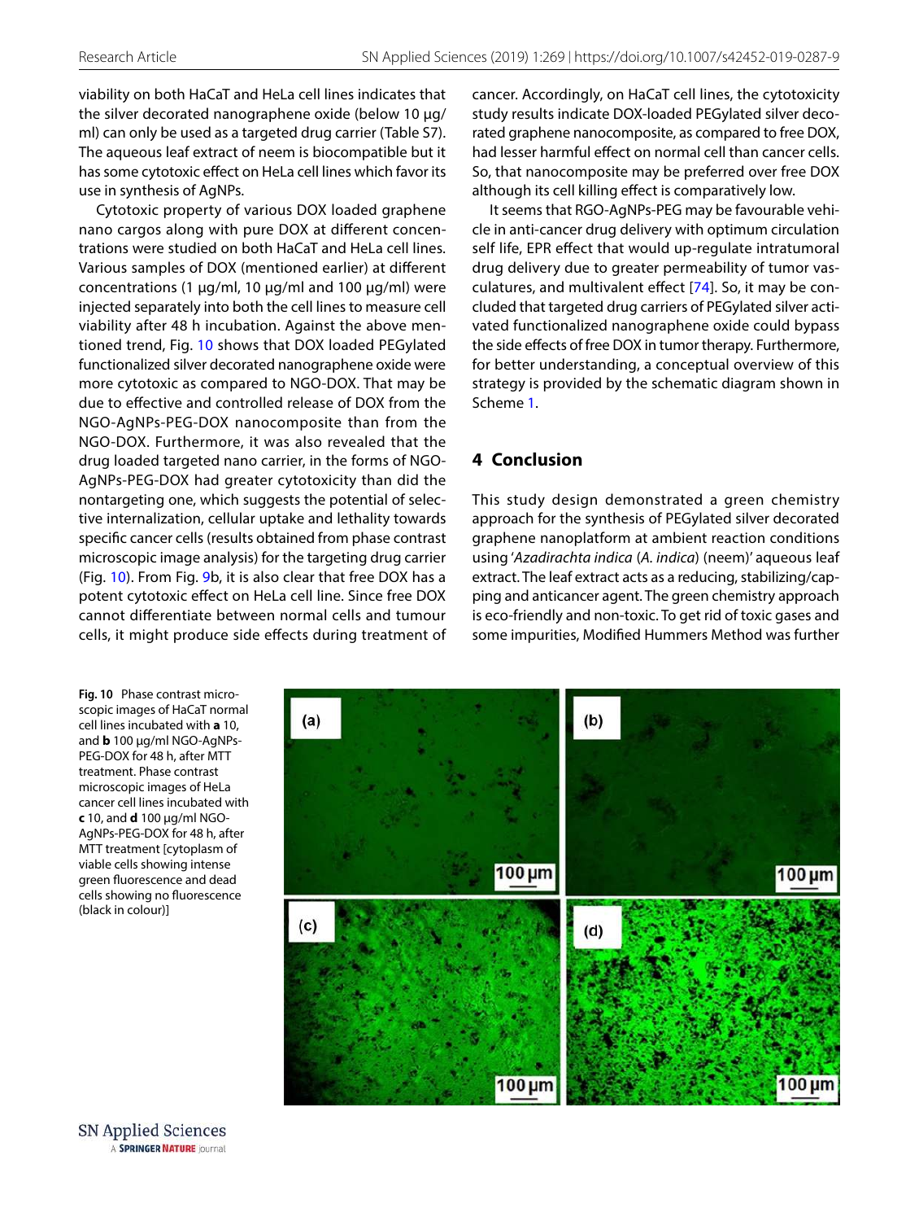viability on both HaCaT and HeLa cell lines indicates that the silver decorated nanographene oxide (below 10 µg/ml) can only be used as a targeted drug carrier (Table S7). The aqueous leaf extract of neem is biocompatible but it has some cytotoxic effect on HeLa cell lines which favor its use in synthesis of AgNPs.

Cytotoxic property of various DOX loaded graphene nano cargos along with pure DOX at different concentrations were studied on both HaCaT and HeLa cell lines. Various samples of DOX (mentioned earlier) at different concentrations (1 µg/ml, 10 µg/ml and 100 µg/ml) were injected separately into both the cell lines to measure cell viability after 48 h incubation. Against the above mentioned trend, Fig. 10 shows that DOX loaded PEGylated functionalized silver decorated nanographene oxide were more cytotoxic as compared to NGO-DOX. That may be due to effective and controlled release of DOX from the NGO-AgNPs-PEG-DOX nanocomposite than from the NGO-DOX. Furthermore, it was also revealed that the drug loaded targeted nano carrier, in the forms of NGO-AgNPs-PEG-DOX had greater cytotoxicity than did the nontargeting one, which suggests the potential of selective internalization, cellular uptake and lethality towards specific cancer cells (results obtained from phase contrast microscopic image analysis) for the targeting drug carrier (Fig. 10). From Fig. 9b, it is also clear that free DOX has a potent cytotoxic effect on HeLa cell line. Since free DOX cannot differentiate between normal cells and tumour cells, it might produce side effects during treatment of cancer. Accordingly, on HaCaT cell lines, the cytotoxicity study results indicate DOX-loaded PEGylated silver decorated graphene nanocomposite, as compared to free DOX, had lesser harmful effect on normal cell than cancer cells. So, that nanocomposite may be preferred over free DOX although its cell killing effect is comparatively low.

It seems that RGO-AgNPs-PEG may be favourable vehicle in anti-cancer drug delivery with optimum circulation self life, EPR effect that would up-regulate intratumoral drug delivery due to greater permeability of tumor vasculatures, and multivalent effect [74]. So, it may be concluded that targeted drug carriers of PEGylated silver activated functionalized nanographene oxide could bypass the side effects of free DOX in tumor therapy. Furthermore, for better understanding, a conceptual overview of this strategy is provided by the schematic diagram shown in Scheme 1.

## 4 Conclusion

This study design demonstrated a green chemistry approach for the synthesis of PEGylated silver decorated graphene nanoplatform at ambient reaction conditions using '*Azadirachta indica* (*A. indica*) (neem)' aqueous leaf extract. The leaf extract acts as a reducing, stabilizing/capping and anticancer agent. The green chemistry approach is eco-friendly and non-toxic. To get rid of toxic gases and some impurities, Modified Hummers Method was further

**Fig. 10** Phase contrast microscopic images of HaCaT normal cell lines incubated with **a** 10, and **b** 100 µg/ml NGO-AgNPs-PEG-DOX for 48 h, after MTT treatment. Phase contrast microscopic images of HeLa cancer cell lines incubated with **c** 10, and **d** 100 µg/ml NGO-AgNPs-PEG-DOX for 48 h, after MTT treatment [cytoplasm of viable cells showing intense green fluorescence and dead cells showing no fluorescence (black in colour)]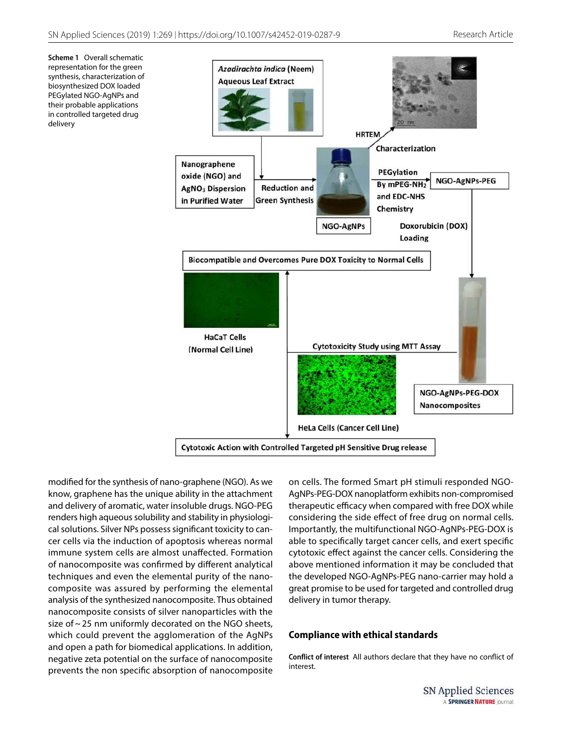**Scheme 1** Overall schematic representation for the green synthesis, characterization of biosynthesized DOX loaded PEGylated NGO-AgNPs and their probable applications in controlled targeted drug delivery

modified for the synthesis of nano-graphene (NGO). As we know, graphene has the unique ability in the attachment and delivery of aromatic, water insoluble drugs. NGO-PEG renders high aqueous solubility and stability in physiological solutions. Silver NPs possess significant toxicity to cancer cells via the induction of apoptosis whereas normal immune system cells are almost unaffected. Formation of nanocomposite was confirmed by different analytical techniques and even the elemental purity of the nanocomposite was assured by performing the elemental analysis of the synthesized nanocomposite. Thus obtained nanocomposite consists of silver nanoparticles with the size of ~ 25 nm uniformly decorated on the NGO sheets, which could prevent the agglomeration of the AgNPs and open a path for biomedical applications. In addition, negative zeta potential on the surface of nanocomposite prevents the non specific absorption of nanocomposite on cells. The formed Smart pH stimuli responded NGO-AgNPs-PEG-DOX nanoplatform exhibits non-compromised therapeutic efficacy when compared with free DOX while considering the side effect of free drug on normal cells. Importantly, the multifunctional NGO-AgNPs-PEG-DOX is able to specifically target cancer cells, and exert specific cytotoxic effect against the cancer cells. Considering the above mentioned information it may be concluded that the developed NGO-AgNPs-PEG nano-carrier may hold a great promise to be used for targeted and controlled drug delivery in tumor therapy.

## Compliance with ethical standards

**Conflict of interest** All authors declare that they have no conflict of interest.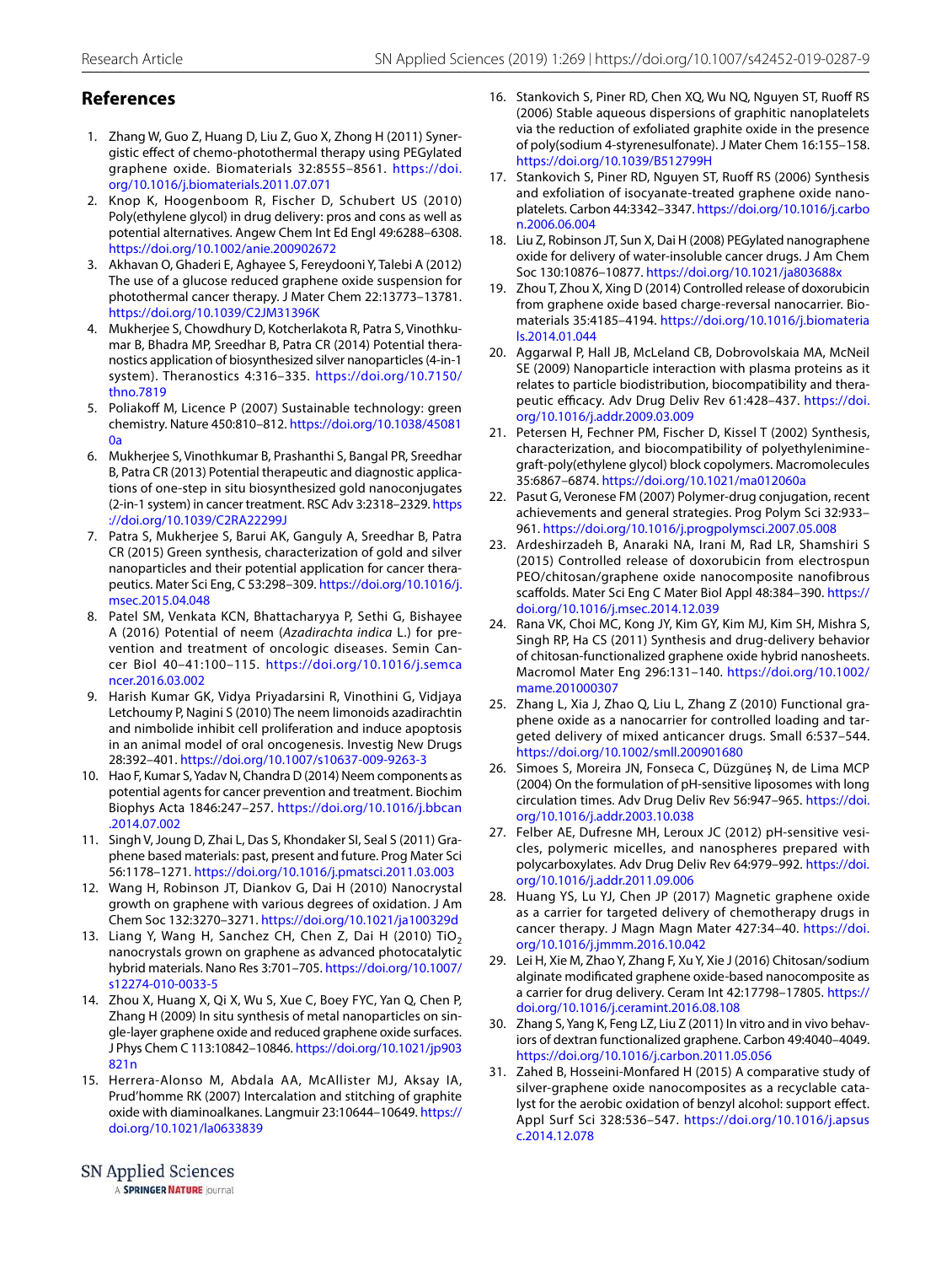## References

1. Zhang W, Guo Z, Huang D, Liu Z, Guo X, Zhong H (2011) Synergistic effect of chemo-photothermal therapy using PEGylated graphene oxide. Biomaterials 32:8555–8561. https://doi.org/10.1016/j.biomaterials.2011.07.071
2. Knop K, Hoogenboom R, Fischer D, Schubert US (2010) Poly(ethylene glycol) in drug delivery: pros and cons as well as potential alternatives. Angew Chem Int Ed Engl 49:6288–6308. https://doi.org/10.1002/anie.200902672
3. Akhavan O, Ghaderi E, Aghayee S, Fereydooni Y, Talebi A (2012) The use of a glucose reduced graphene oxide suspension for photothermal cancer therapy. J Mater Chem 22:13773–13781. https://doi.org/10.1039/C2JM31396K
4. Mukherjee S, Chowdhury D, Kotcherlakota R, Patra S, Vinothkumar B, Bhadra MP, Sreedhar B, Patra CR (2014) Potential theranostics application of biosynthesized silver nanoparticles (4-in-1 system). Theranostics 4:316–335. https://doi.org/10.7150/thno.7819
5. Poliakoff M, Licence P (2007) Sustainable technology: green chemistry. Nature 450:810–812. https://doi.org/10.1038/450810a
6. Mukherjee S, Vinothkumar B, Prashanthi S, Bangal PR, Sreedhar B, Patra CR (2013) Potential therapeutic and diagnostic applications of one-step in situ biosynthesized gold nanoconjugates (2-in-1 system) in cancer treatment. RSC Adv 3:2318–2329. https://doi.org/10.1039/C2RA22299J
7. Patra S, Mukherjee S, Barui AK, Ganguly A, Sreedhar B, Patra CR (2015) Green synthesis, characterization of gold and silver nanoparticles and their potential application for cancer therapeutics. Mater Sci Eng, C 53:298–309. https://doi.org/10.1016/j.msec.2015.04.048
8. Patel SM, Venkata KCN, Bhattacharyya P, Sethi G, Bishayee A (2016) Potential of neem (*Azadirachta indica* L.) for prevention and treatment of oncologic diseases. Semin Cancer Biol 40–41:100–115. https://doi.org/10.1016/j.semcancer.2016.03.002
9. Harish Kumar GK, Vidya Priyadarsini R, Vinothini G, Vidjaya Letchoumy P, Nagini S (2010) The neem limonoids azadirachtin and nimbolide inhibit cell proliferation and induce apoptosis in an animal model of oral oncogenesis. Investig New Drugs 28:392–401. https://doi.org/10.1007/s10637-009-9263-3
10. Hao F, Kumar S, Yadav N, Chandra D (2014) Neem components as potential agents for cancer prevention and treatment. Biochim Biophys Acta 1846:247–257. https://doi.org/10.1016/j.bbcan.2014.07.002
11. Singh V, Joung D, Zhai L, Das S, Khondaker SI, Seal S (2011) Graphene based materials: past, present and future. Prog Mater Sci 56:1178–1271. https://doi.org/10.1016/j.pmatsci.2011.03.003
12. Wang H, Robinson JT, Diankov G, Dai H (2010) Nanocrystal growth on graphene with various degrees of oxidation. J Am Chem Soc 132:3270–3271. https://doi.org/10.1021/ja100329d
13. Liang Y, Wang H, Sanchez CH, Chen Z, Dai H (2010) $TiO_2$ nanocrystals grown on graphene as advanced photocatalytic hybrid materials. Nano Res 3:701–705. https://doi.org/10.1007/s12274-010-0033-5
14. Zhou X, Huang X, Qi X, Wu S, Xue C, Boey FYC, Yan Q, Chen P, Zhang H (2009) In situ synthesis of metal nanoparticles on single-layer graphene oxide and reduced graphene oxide surfaces. J Phys Chem C 113:10842–10846. https://doi.org/10.1021/jp903821n
15. Herrera-Alonso M, Abdala AA, McAllister MJ, Aksay IA, Prud'homme RK (2007) Intercalation and stitching of graphite oxide with diaminoalkanes. Langmuir 23:10644–10649. https://doi.org/10.1021/la0633839
16. Stankovich S, Piner RD, Chen XQ, Wu NQ, Nguyen ST, Ruoff RS (2006) Stable aqueous dispersions of graphitic nanoplatelets via the reduction of exfoliated graphite oxide in the presence of poly(sodium 4-styrenesulfonate). J Mater Chem 16:155–158. https://doi.org/10.1039/B512799H
17. Stankovich S, Piner RD, Nguyen ST, Ruoff RS (2006) Synthesis and exfoliation of isocyanate-treated graphene oxide nanoplatelets. Carbon 44:3342–3347. https://doi.org/10.1016/j.carbon.2006.06.004
18. Liu Z, Robinson JT, Sun X, Dai H (2008) PEGylated nanographene oxide for delivery of water-insoluble cancer drugs. J Am Chem Soc 130:10876–10877. https://doi.org/10.1021/ja803688x
19. Zhou T, Zhou X, Xing D (2014) Controlled release of doxorubicin from graphene oxide based charge-reversal nanocarrier. Biomaterials 35:4185–4194. https://doi.org/10.1016/j.biomaterials.2014.01.044
20. Aggarwal P, Hall JB, McLeland CB, Dobrovolskaia MA, McNeil SE (2009) Nanoparticle interaction with plasma proteins as it relates to particle biodistribution, biocompatibility and therapeutic efficacy. Adv Drug Deliv Rev 61:428–437. https://doi.org/10.1016/j.addr.2009.03.009
21. Petersen H, Fechner PM, Fischer D, Kissel T (2002) Synthesis, characterization, and biocompatibility of polyethylenimine-graft-poly(ethylene glycol) block copolymers. Macromolecules 35:6867–6874. https://doi.org/10.1021/ma012060a
22. Pasut G, Veronese FM (2007) Polymer-drug conjugation, recent achievements and general strategies. Prog Polym Sci 32:933–961. https://doi.org/10.1016/j.progpolymsci.2007.05.008
23. Ardeshirzadeh B, Anaraki NA, Irani M, Rad LR, Shamshiri S (2015) Controlled release of doxorubicin from electrospun PEO/chitosan/graphene oxide nanocomposite nanofibrous scaffolds. Mater Sci Eng C Mater Biol Appl 48:384–390. https://doi.org/10.1016/j.msec.2014.12.039
24. Rana VK, Choi MC, Kong JY, Kim GY, Kim MJ, Kim SH, Mishra S, Singh RP, Ha CS (2011) Synthesis and drug-delivery behavior of chitosan-functionalized graphene oxide hybrid nanosheets. Macromol Mater Eng 296:131–140. https://doi.org/10.1002/mame.201000307
25. Zhang L, Xia J, Zhao Q, Liu L, Zhang Z (2010) Functional graphene oxide as a nanocarrier for controlled loading and targeted delivery of mixed anticancer drugs. Small 6:537–544. https://doi.org/10.1002/smll.200901680
26. Simoes S, Moreira JN, Fonseca C, Düzgüneş N, de Lima MCP (2004) On the formulation of pH-sensitive liposomes with long circulation times. Adv Drug Deliv Rev 56:947–965. https://doi.org/10.1016/j.addr.2003.10.038
27. Felber AE, Dufresne MH, Leroux JC (2012) pH-sensitive vesicles, polymeric micelles, and nanospheres prepared with polycarboxylates. Adv Drug Deliv Rev 64:979–992. https://doi.org/10.1016/j.addr.2011.09.006
28. Huang YS, Lu YJ, Chen JP (2017) Magnetic graphene oxide as a carrier for targeted delivery of chemotherapy drugs in cancer therapy. J Magn Magn Mater 427:34–40. https://doi.org/10.1016/j.jmmm.2016.10.042
29. Lei H, Xie M, Zhao Y, Zhang F, Xu Y, Xie J (2016) Chitosan/sodium alginate modificated graphene oxide-based nanocomposite as a carrier for drug delivery. Ceram Int 42:17798–17805. https://doi.org/10.1016/j.ceramint.2016.08.108
30. Zhang S, Yang K, Feng LZ, Liu Z (2011) In vitro and in vivo behaviors of dextran functionalized graphene. Carbon 49:4040–4049. https://doi.org/10.1016/j.carbon.2011.05.056
31. Zahed B, Hosseini-Monfared H (2015) A comparative study of silver-graphene oxide nanocomposites as a recyclable catalyst for the aerobic oxidation of benzyl alcohol: support effect. Appl Surf Sci 328:536–547. https://doi.org/10.1016/j.apsusc.2014.12.078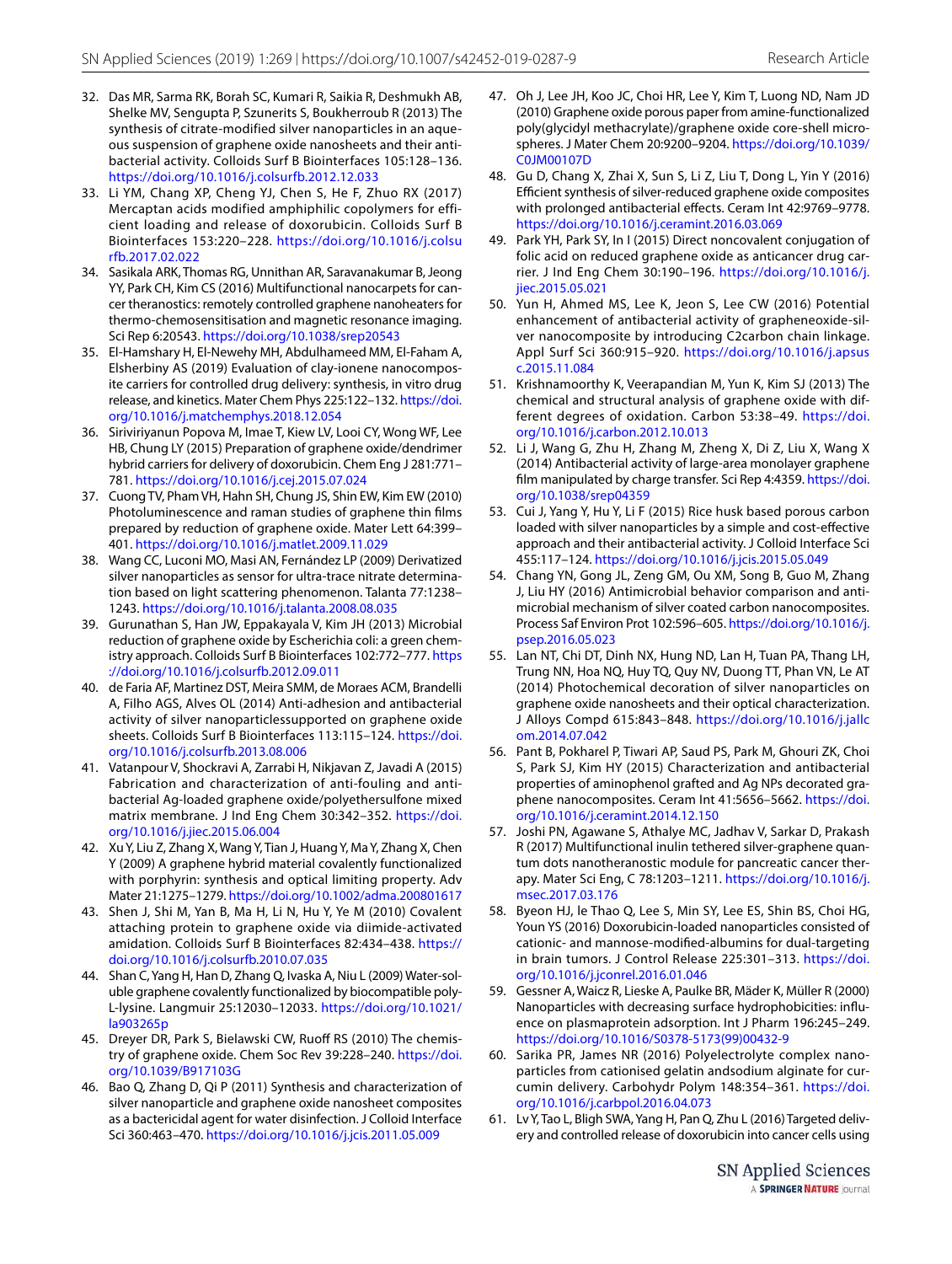32. Das MR, Sarma RK, Borah SC, Kumari R, Saikia R, Deshmukh AB, Shelke MV, Sengupta P, Szunerits S, Boukherroub R (2013) The synthesis of citrate-modified silver nanoparticles in an aqueous suspension of graphene oxide nanosheets and their antibacterial activity. Colloids Surf B Biointerfaces 105:128–136. https://doi.org/10.1016/j.colsurfb.2012.12.033
33. Li YM, Chang XP, Cheng YJ, Chen S, He F, Zhuo RX (2017) Mercaptan acids modified amphiphilic copolymers for efficient loading and release of doxorubicin. Colloids Surf B Biointerfaces 153:220–228. https://doi.org/10.1016/j.colsurfb.2017.02.022
34. Sasikala ARK, Thomas RG, Unnithan AR, Saravanakumar B, Jeong YY, Park CH, Kim CS (2016) Multifunctional nanocarpets for cancer theranostics: remotely controlled graphene nanoheaters for thermo-chemosensitisation and magnetic resonance imaging. Sci Rep 6:20543. https://doi.org/10.1038/srep20543
35. El-Hamshary H, El-Newehy MH, Abdulhameed MM, El-Faham A, Elsherbiny AS (2019) Evaluation of clay-ionene nanocomposite carriers for controlled drug delivery: synthesis, in vitro drug release, and kinetics. Mater Chem Phys 225:122–132. https://doi.org/10.1016/j.matchemphys.2018.12.054
36. Siriviriyanun Popova M, Imae T, Kiew LV, Looi CY, Wong WF, Lee HB, Chung LY (2015) Preparation of graphene oxide/dendrimer hybrid carriers for delivery of doxorubicin. Chem Eng J 281:771–781. https://doi.org/10.1016/j.cej.2015.07.024
37. Cuong TV, Pham VH, Hahn SH, Chung JS, Shin EW, Kim EW (2010) Photoluminescence and raman studies of graphene thin films prepared by reduction of graphene oxide. Mater Lett 64:399–401. https://doi.org/10.1016/j.matlet.2009.11.029
38. Wang CC, Luconi MO, Masi AN, Fernández LP (2009) Derivatized silver nanoparticles as sensor for ultra-trace nitrate determination based on light scattering phenomenon. Talanta 77:1238–1243. https://doi.org/10.1016/j.talanta.2008.08.035
39. Gurunathan S, Han JW, Eppakayala V, Kim JH (2013) Microbial reduction of graphene oxide by Escherichia coli: a green chemistry approach. Colloids Surf B Biointerfaces 102:772–777. https://doi.org/10.1016/j.colsurfb.2012.09.011
40. de Faria AF, Martinez DST, Meira SMM, de Moraes ACM, Brandelli A, Filho AGS, Alves OL (2014) Anti-adhesion and antibacterial activity of silver nanoparticlessupported on graphene oxide sheets. Colloids Surf B Biointerfaces 113:115–124. https://doi.org/10.1016/j.colsurfb.2013.08.006
41. Vatanpour V, Shockravi A, Zarrabi H, Nikjavan Z, Javadi A (2015) Fabrication and characterization of anti-fouling and antibacterial Ag-loaded graphene oxide/polyethersulfone mixed matrix membrane. J Ind Eng Chem 30:342–352. https://doi.org/10.1016/j.jiec.2015.06.004
42. Xu Y, Liu Z, Zhang X, Wang Y, Tian J, Huang Y, Ma Y, Zhang X, Chen Y (2009) A graphene hybrid material covalently functionalized with porphyrin: synthesis and optical limiting property. Adv Mater 21:1275–1279. https://doi.org/10.1002/adma.200801617
43. Shen J, Shi M, Yan B, Ma H, Li N, Hu Y, Ye M (2010) Covalent attaching protein to graphene oxide via diimide-activated amidation. Colloids Surf B Biointerfaces 82:434–438. https://doi.org/10.1016/j.colsurfb.2010.07.035
44. Shan C, Yang H, Han D, Zhang Q, Ivaska A, Niu L (2009) Water-soluble graphene covalently functionalized by biocompatible poly-L-lysine. Langmuir 25:12030–12033. https://doi.org/10.1021/la903265p
45. Dreyer DR, Park S, Bielawski CW, Ruoff RS (2010) The chemistry of graphene oxide. Chem Soc Rev 39:228–240. https://doi.org/10.1039/B917103G
46. Bao Q, Zhang D, Qi P (2011) Synthesis and characterization of silver nanoparticle and graphene oxide nanosheet composites as a bactericidal agent for water disinfection. J Colloid Interface Sci 360:463–470. https://doi.org/10.1016/j.jcis.2011.05.009
47. Oh J, Lee JH, Koo JC, Choi HR, Lee Y, Kim T, Luong ND, Nam JD (2010) Graphene oxide porous paper from amine-functionalized poly(glycidyl methacrylate)/graphene oxide core-shell microspheres. J Mater Chem 20:9200–9204. https://doi.org/10.1039/C0JM00107D
48. Gu D, Chang X, Zhai X, Sun S, Li Z, Liu T, Dong L, Yin Y (2016) Efficient synthesis of silver-reduced graphene oxide composites with prolonged antibacterial effects. Ceram Int 42:9769–9778. https://doi.org/10.1016/j.ceramint.2016.03.069
49. Park YH, Park SY, In I (2015) Direct noncovalent conjugation of folic acid on reduced graphene oxide as anticancer drug carrier. J Ind Eng Chem 30:190–196. https://doi.org/10.1016/j.jiec.2015.05.021
50. Yun H, Ahmed MS, Lee K, Jeon S, Lee CW (2016) Potential enhancement of antibacterial activity of grapheneoxide-silver nanocomposite by introducing C2carbon chain linkage. Appl Surf Sci 360:915–920. https://doi.org/10.1016/j.apsusc.2015.11.084
51. Krishnamoorthy K, Veerapandian M, Yun K, Kim SJ (2013) The chemical and structural analysis of graphene oxide with different degrees of oxidation. Carbon 53:38–49. https://doi.org/10.1016/j.carbon.2012.10.013
52. Li J, Wang G, Zhu H, Zhang M, Zheng X, Di Z, Liu X, Wang X (2014) Antibacterial activity of large-area monolayer graphene film manipulated by charge transfer. Sci Rep 4:4359. https://doi.org/10.1038/srep04359
53. Cui J, Yang Y, Hu Y, Li F (2015) Rice husk based porous carbon loaded with silver nanoparticles by a simple and cost-effective approach and their antibacterial activity. J Colloid Interface Sci 455:117–124. https://doi.org/10.1016/j.jcis.2015.05.049
54. Chang YN, Gong JL, Zeng GM, Ou XM, Song B, Guo M, Zhang J, Liu HY (2016) Antimicrobial behavior comparison and antimicrobial mechanism of silver coated carbon nanocomposites. Process Saf Environ Prot 102:596–605. https://doi.org/10.1016/j.psep.2016.05.023
55. Lan NT, Chi DT, Dinh NX, Hung ND, Lan H, Tuan PA, Thang LH, Trung NN, Hoa NQ, Huy TQ, Quy NV, Duong TT, Phan VN, Le AT (2014) Photochemical decoration of silver nanoparticles on graphene oxide nanosheets and their optical characterization. J Alloys Compd 615:843–848. https://doi.org/10.1016/j.jallcom.2014.07.042
56. Pant B, Pokharel P, Tiwari AP, Saud PS, Park M, Ghouri ZK, Choi S, Park SJ, Kim HY (2015) Characterization and antibacterial properties of aminophenol grafted and Ag NPs decorated graphene nanocomposites. Ceram Int 41:5656–5662. https://doi.org/10.1016/j.ceramint.2014.12.150
57. Joshi PN, Agawane S, Athalye MC, Jadhav V, Sarkar D, Prakash R (2017) Multifunctional inulin tethered silver-graphene quantum dots nanotheranostic module for pancreatic cancer therapy. Mater Sci Eng, C 78:1203–1211. https://doi.org/10.1016/j.msec.2017.03.176
58. Byeon HJ, le Thao Q, Lee S, Min SY, Lee ES, Shin BS, Choi HG, Youn YS (2016) Doxorubicin-loaded nanoparticles consisted of cationic- and mannose-modified-albumins for dual-targeting in brain tumors. J Control Release 225:301–313. https://doi.org/10.1016/j.jconrel.2016.01.046
59. Gessner A, Waicz R, Lieske A, Paulke BR, Mäder K, Müller R (2000) Nanoparticles with decreasing surface hydrophobicities: influence on plasmaprotein adsorption. Int J Pharm 196:245–249. https://doi.org/10.1016/S0378-5173(99)00432-9
60. Sarika PR, James NR (2016) Polyelectrolyte complex nanoparticles from cationised gelatin andsodium alginate for curcumin delivery. Carbohydr Polym 148:354–361. https://doi.org/10.1016/j.carbpol.2016.04.073
61. Lv Y, Tao L, Bligh SWA, Yang H, Pan Q, Zhu L (2016) Targeted delivery and controlled release of doxorubicin into cancer cells using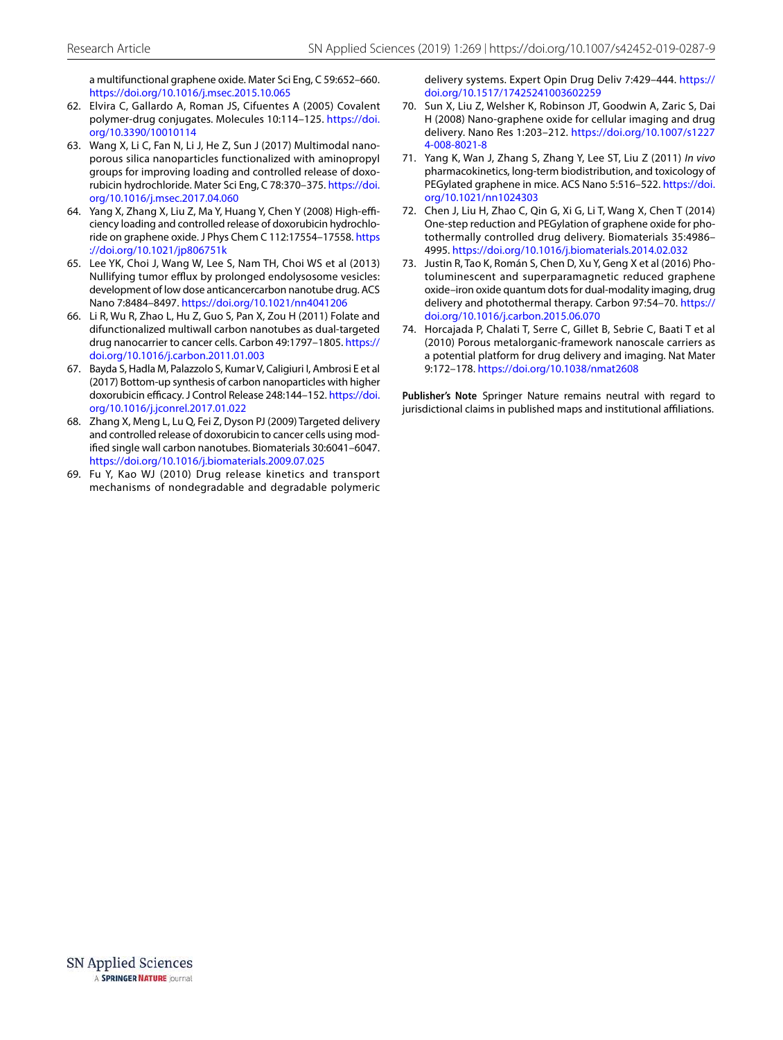a multifunctional graphene oxide. Mater Sci Eng, C 59:652–660. https://doi.org/10.1016/j.msec.2015.10.065

62. Elvira C, Gallardo A, Roman JS, Cifuentes A (2005) Covalent polymer-drug conjugates. Molecules 10:114–125. https://doi.org/10.3390/10010114
63. Wang X, Li C, Fan N, Li J, He Z, Sun J (2017) Multimodal nanoporous silica nanoparticles functionalized with aminopropyl groups for improving loading and controlled release of doxorubicin hydrochloride. Mater Sci Eng, C 78:370–375. https://doi.org/10.1016/j.msec.2017.04.060
64. Yang X, Zhang X, Liu Z, Ma Y, Huang Y, Chen Y (2008) High-efficiency loading and controlled release of doxorubicin hydrochloride on graphene oxide. J Phys Chem C 112:17554–17558. https://doi.org/10.1021/jp806751k
65. Lee YK, Choi J, Wang W, Lee S, Nam TH, Choi WS et al (2013) Nullifying tumor efflux by prolonged endolysosome vesicles: development of low dose anticancercarbon nanotube drug. ACS Nano 7:8484–8497. https://doi.org/10.1021/nn4041206
66. Li R, Wu R, Zhao L, Hu Z, Guo S, Pan X, Zou H (2011) Folate and difunctionalized multiwall carbon nanotubes as dual-targeted drug nanocarrier to cancer cells. Carbon 49:1797–1805. https://doi.org/10.1016/j.carbon.2011.01.003
67. Bayda S, Hadla M, Palazzolo S, Kumar V, Caligiuri I, Ambrosi E et al (2017) Bottom-up synthesis of carbon nanoparticles with higher doxorubicin efficacy. J Control Release 248:144–152. https://doi.org/10.1016/j.jconrel.2017.01.022
68. Zhang X, Meng L, Lu Q, Fei Z, Dyson PJ (2009) Targeted delivery and controlled release of doxorubicin to cancer cells using modified single wall carbon nanotubes. Biomaterials 30:6041–6047. https://doi.org/10.1016/j.biomaterials.2009.07.025
69. Fu Y, Kao WJ (2010) Drug release kinetics and transport mechanisms of nondegradable and degradable polymeric delivery systems. Expert Opin Drug Deliv 7:429–444. https://doi.org/10.1517/17425241003602259
70. Sun X, Liu Z, Welsher K, Robinson JT, Goodwin A, Zaric S, Dai H (2008) Nano-graphene oxide for cellular imaging and drug delivery. Nano Res 1:203–212. https://doi.org/10.1007/s12274-008-8021-8
71. Yang K, Wan J, Zhang S, Zhang Y, Lee ST, Liu Z (2011) *In vivo* pharmacokinetics, long-term biodistribution, and toxicology of PEGylated graphene in mice. ACS Nano 5:516–522. https://doi.org/10.1021/nn1024303
72. Chen J, Liu H, Zhao C, Qin G, Xi G, Li T, Wang X, Chen T (2014) One-step reduction and PEGylation of graphene oxide for photothermally controlled drug delivery. Biomaterials 35:4986–4995. https://doi.org/10.1016/j.biomaterials.2014.02.032
73. Justin R, Tao K, Román S, Chen D, Xu Y, Geng X et al (2016) Photoluminescent and superparamagnetic reduced graphene oxide–iron oxide quantum dots for dual-modality imaging, drug delivery and photothermal therapy. Carbon 97:54–70. https://doi.org/10.1016/j.carbon.2015.06.070
74. Horcajada P, Chalati T, Serre C, Gillet B, Sebrie C, Baati T et al (2010) Porous metalorganic-framework nanoscale carriers as a potential platform for drug delivery and imaging. Nat Mater 9:172–178. https://doi.org/10.1038/nmat2608

**Publisher's Note** Springer Nature remains neutral with regard to jurisdictional claims in published maps and institutional affiliations.